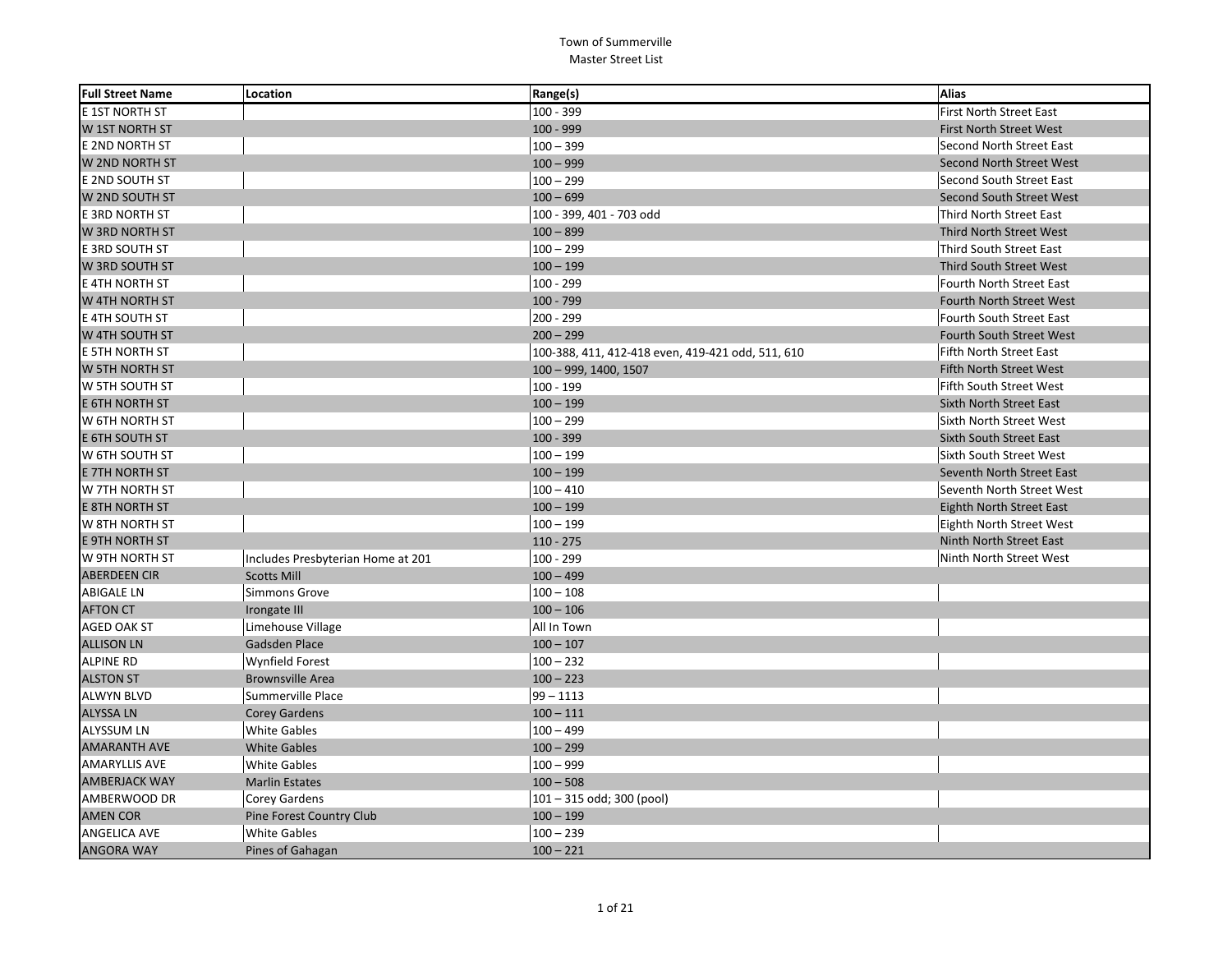Town of Summerville
Master Street List

| Full Street Name | Location | Range(s) | Alias |
| --- | --- | --- | --- |
| E 1ST NORTH ST | | 100 - 399 | First North Street East |
| W 1ST NORTH ST | | 100 - 999 | First North Street West |
| E 2ND NORTH ST | | 100 – 399 | Second North Street East |
| W 2ND NORTH ST | | 100 – 999 | Second North Street West |
| E 2ND SOUTH ST | | 100 – 299 | Second South Street East |
| W 2ND SOUTH ST | | 100 – 699 | Second South Street West |
| E 3RD NORTH ST | | 100 - 399, 401 - 703 odd | Third North Street East |
| W 3RD NORTH ST | | 100 – 899 | Third North Street West |
| E 3RD SOUTH ST | | 100 – 299 | Third South Street East |
| W 3RD SOUTH ST | | 100 – 199 | Third South Street West |
| E 4TH NORTH ST | | 100 - 299 | Fourth North Street East |
| W 4TH NORTH ST | | 100 - 799 | Fourth North Street West |
| E 4TH SOUTH ST | | 200 - 299 | Fourth South Street East |
| W 4TH SOUTH ST | | 200 – 299 | Fourth South Street West |
| E 5TH NORTH ST | | 100-388, 411, 412-418 even, 419-421 odd, 511, 610 | Fifth North Street East |
| W 5TH NORTH ST | | 100 – 999, 1400, 1507 | Fifth North Street West |
| W 5TH SOUTH ST | | 100 - 199 | Fifth South Street West |
| E 6TH NORTH ST | | 100 – 199 | Sixth North Street East |
| W 6TH NORTH ST | | 100 – 299 | Sixth North Street West |
| E 6TH SOUTH ST | | 100 - 399 | Sixth South Street East |
| W 6TH SOUTH ST | | 100 – 199 | Sixth South Street West |
| E 7TH NORTH ST | | 100 – 199 | Seventh North Street East |
| W 7TH NORTH ST | | 100 – 410 | Seventh North Street West |
| E 8TH NORTH ST | | 100 – 199 | Eighth North Street East |
| W 8TH NORTH ST | | 100 – 199 | Eighth North Street West |
| E 9TH NORTH ST | | 110 - 275 | Ninth North Street East |
| W 9TH NORTH ST | Includes Presbyterian Home at 201 | 100 - 299 | Ninth North Street West |
| ABERDEEN CIR | Scotts Mill | 100 – 499 | |
| ABIGALE LN | Simmons Grove | 100 – 108 | |
| AFTON CT | Irongate III | 100 – 106 | |
| AGED OAK ST | Limehouse Village | All In Town | |
| ALLISON LN | Gadsden Place | 100 – 107 | |
| ALPINE RD | Wynfield Forest | 100 – 232 | |
| ALSTON ST | Brownsville Area | 100 – 223 | |
| ALWYN BLVD | Summerville Place | 99 – 1113 | |
| ALYSSA LN | Corey Gardens | 100 – 111 | |
| ALYSSUM LN | White Gables | 100 – 499 | |
| AMARANTH AVE | White Gables | 100 – 299 | |
| AMARYLLIS AVE | White Gables | 100 – 999 | |
| AMBERJACK WAY | Marlin Estates | 100 – 508 | |
| AMBERWOOD DR | Corey Gardens | 101 – 315 odd; 300 (pool) | |
| AMEN COR | Pine Forest Country Club | 100 – 199 | |
| ANGELICA AVE | White Gables | 100 – 239 | |
| ANGORA WAY | Pines of Gahagan | 100 – 221 | |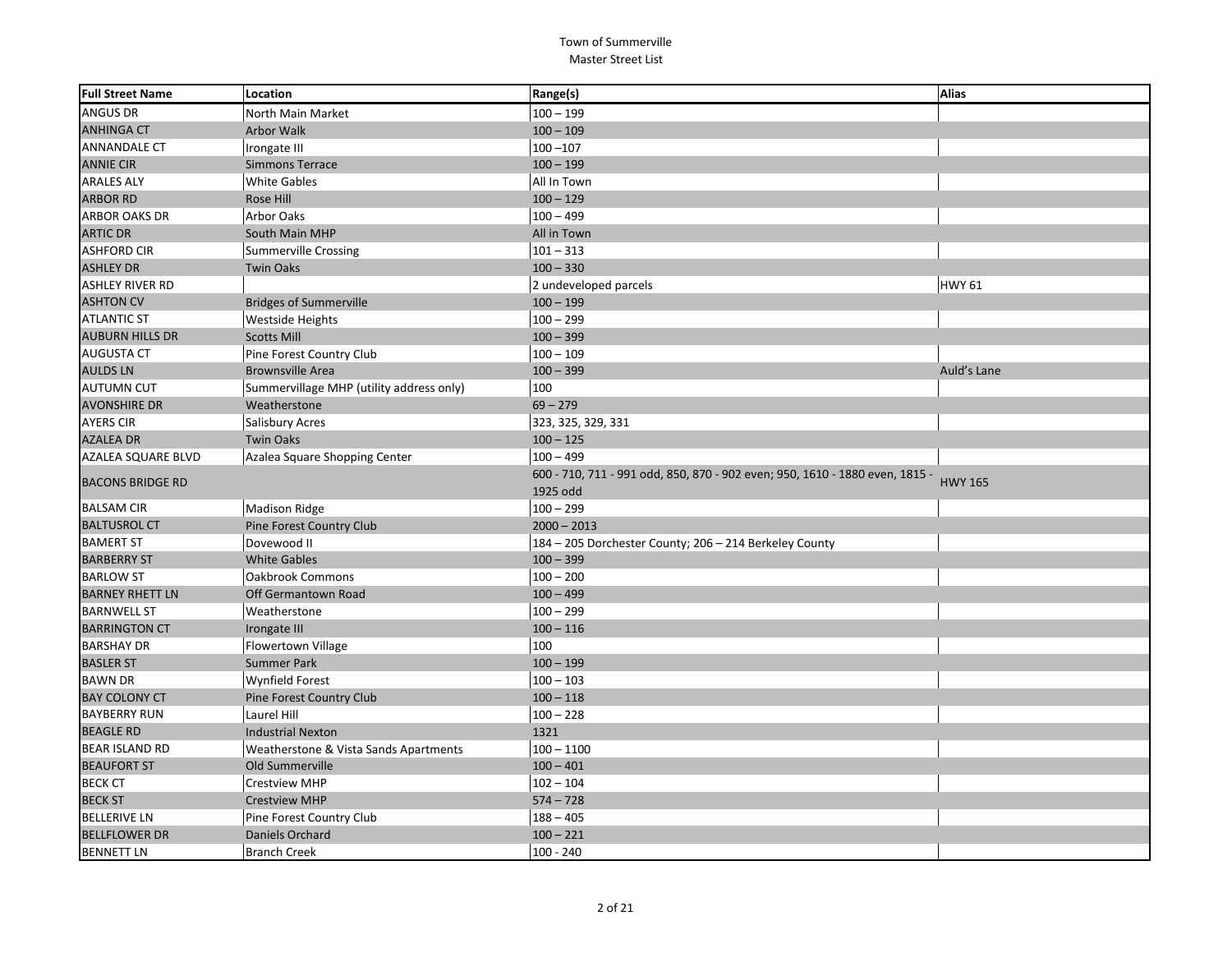Town of Summerville
Master Street List

| Full Street Name | Location | Range(s) | Alias |
| --- | --- | --- | --- |
| ANGUS DR | North Main Market | 100 – 199 | |
| ANHINGA CT | Arbor Walk | 100 – 109 | |
| ANNANDALE CT | Irongate III | 100 –107 | |
| ANNIE CIR | Simmons Terrace | 100 – 199 | |
| ARALES ALY | White Gables | All In Town | |
| ARBOR RD | Rose Hill | 100 – 129 | |
| ARBOR OAKS DR | Arbor Oaks | 100 – 499 | |
| ARTIC DR | South Main MHP | All in Town | |
| ASHFORD CIR | Summerville Crossing | 101 – 313 | |
| ASHLEY DR | Twin Oaks | 100 – 330 | |
| ASHLEY RIVER RD | | 2 undeveloped parcels | HWY 61 |
| ASHTON CV | Bridges of Summerville | 100 – 199 | |
| ATLANTIC ST | Westside Heights | 100 – 299 | |
| AUBURN HILLS DR | Scotts Mill | 100 – 399 | |
| AUGUSTA CT | Pine Forest Country Club | 100 – 109 | |
| AULDS LN | Brownsville Area | 100 – 399 | Auld's Lane |
| AUTUMN CUT | Summervillage MHP (utility address only) | 100 | |
| AVONSHIRE DR | Weatherstone | 69 – 279 | |
| AYERS CIR | Salisbury Acres | 323, 325, 329, 331 | |
| AZALEA DR | Twin Oaks | 100 – 125 | |
| AZALEA SQUARE BLVD | Azalea Square Shopping Center | 100 – 499 | |
| BACONS BRIDGE RD | | 600 - 710, 711 - 991 odd, 850, 870 - 902 even; 950, 1610 - 1880 even, 1815 - 1925 odd | HWY 165 |
| BALSAM CIR | Madison Ridge | 100 – 299 | |
| BALTUSROL CT | Pine Forest Country Club | 2000 – 2013 | |
| BAMERT ST | Dovewood II | 184 – 205 Dorchester County; 206 – 214 Berkeley County | |
| BARBERRY ST | White Gables | 100 – 399 | |
| BARLOW ST | Oakbrook Commons | 100 – 200 | |
| BARNEY RHETT LN | Off Germantown Road | 100 – 499 | |
| BARNWELL ST | Weatherstone | 100 – 299 | |
| BARRINGTON CT | Irongate III | 100 – 116 | |
| BARSHAY DR | Flowertown Village | 100 | |
| BASLER ST | Summer Park | 100 – 199 | |
| BAWN DR | Wynfield Forest | 100 – 103 | |
| BAY COLONY CT | Pine Forest Country Club | 100 – 118 | |
| BAYBERRY RUN | Laurel Hill | 100 – 228 | |
| BEAGLE RD | Industrial Nexton | 1321 | |
| BEAR ISLAND RD | Weatherstone & Vista Sands Apartments | 100 – 1100 | |
| BEAUFORT ST | Old Summerville | 100 – 401 | |
| BECK CT | Crestview MHP | 102 – 104 | |
| BECK ST | Crestview MHP | 574 – 728 | |
| BELLERIVE LN | Pine Forest Country Club | 188 – 405 | |
| BELLFLOWER DR | Daniels Orchard | 100 – 221 | |
| BENNETT LN | Branch Creek | 100 - 240 | |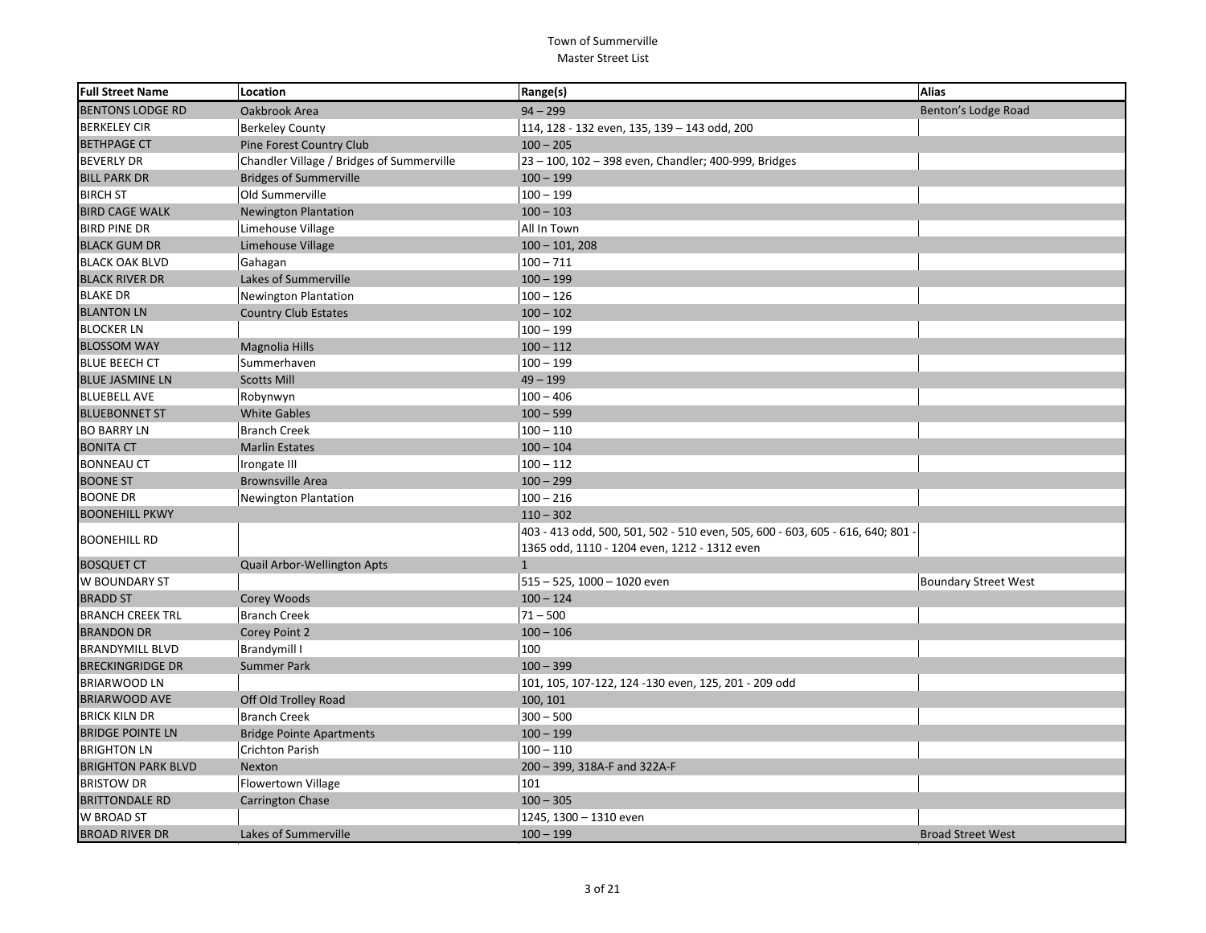Town of Summerville
Master Street List

| Full Street Name | Location | Range(s) | Alias |
|---|---|---|---|
| BENTONS LODGE RD | Oakbrook Area | 94 – 299 | Benton's Lodge Road |
| BERKELEY CIR | Berkeley County | 114, 128 - 132 even, 135, 139 – 143 odd, 200 | |
| BETHPAGE CT | Pine Forest Country Club | 100 – 205 | |
| BEVERLY DR | Chandler Village / Bridges of Summerville | 23 – 100, 102 – 398 even, Chandler; 400-999, Bridges | |
| BILL PARK DR | Bridges of Summerville | 100 – 199 | |
| BIRCH ST | Old Summerville | 100 – 199 | |
| BIRD CAGE WALK | Newington Plantation | 100 – 103 | |
| BIRD PINE DR | Limehouse Village | All In Town | |
| BLACK GUM DR | Limehouse Village | 100 – 101, 208 | |
| BLACK OAK BLVD | Gahagan | 100 – 711 | |
| BLACK RIVER DR | Lakes of Summerville | 100 – 199 | |
| BLAKE DR | Newington Plantation | 100 – 126 | |
| BLANTON LN | Country Club Estates | 100 – 102 | |
| BLOCKER LN | | 100 – 199 | |
| BLOSSOM WAY | Magnolia Hills | 100 – 112 | |
| BLUE BEECH CT | Summerhaven | 100 – 199 | |
| BLUE JASMINE LN | Scotts Mill | 49 – 199 | |
| BLUEBELL AVE | Robynwyn | 100 – 406 | |
| BLUEBONNET ST | White Gables | 100 – 599 | |
| BO BARRY LN | Branch Creek | 100 – 110 | |
| BONITA CT | Marlin Estates | 100 – 104 | |
| BONNEAU CT | Irongate III | 100 – 112 | |
| BOONE ST | Brownsville Area | 100 – 299 | |
| BOONE DR | Newington Plantation | 100 – 216 | |
| BOONEHILL PKWY | | 110 – 302 | |
| BOONEHILL RD | | 403 - 413 odd, 500, 501, 502 - 510 even, 505, 600 - 603, 605 - 616, 640; 801 - 1365 odd, 1110 - 1204 even, 1212 - 1312 even | |
| BOSQUET CT | Quail Arbor-Wellington Apts | 1 | |
| W BOUNDARY ST | | 515 – 525, 1000 – 1020 even | Boundary Street West |
| BRADD ST | Corey Woods | 100 – 124 | |
| BRANCH CREEK TRL | Branch Creek | 71 – 500 | |
| BRANDON DR | Corey Point 2 | 100 – 106 | |
| BRANDYMILL BLVD | Brandymill I | 100 | |
| BRECKINGRIDGE DR | Summer Park | 100 – 399 | |
| BRIARWOOD LN | | 101, 105, 107-122, 124 -130 even, 125, 201 - 209 odd | |
| BRIARWOOD AVE | Off Old Trolley Road | 100, 101 | |
| BRICK KILN DR | Branch Creek | 300 – 500 | |
| BRIDGE POINTE LN | Bridge Pointe Apartments | 100 – 199 | |
| BRIGHTON LN | Crichton Parish | 100 – 110 | |
| BRIGHTON PARK BLVD | Nexton | 200 – 399, 318A-F and 322A-F | |
| BRISTOW DR | Flowertown Village | 101 | |
| BRITTONDALE RD | Carrington Chase | 100 – 305 | |
| W BROAD ST | | 1245, 1300 – 1310 even | |
| BROAD RIVER DR | Lakes of Summerville | 100 – 199 | Broad Street West |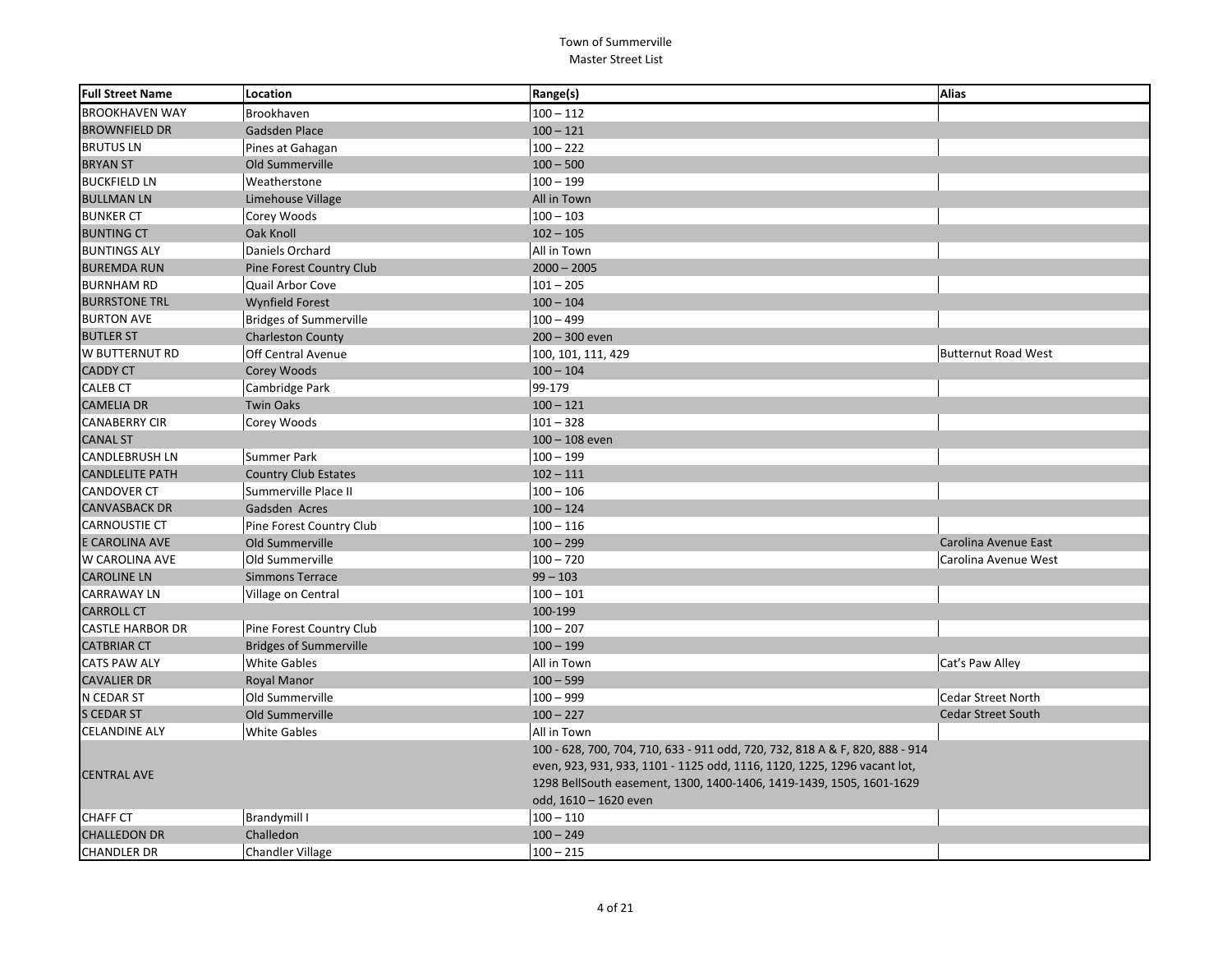Town of Summerville
Master Street List

| Full Street Name | Location | Range(s) | Alias |
|---|---|---|---|
| BROOKHAVEN WAY | Brookhaven | 100 – 112 | |
| BROWNFIELD DR | Gadsden Place | 100 – 121 | |
| BRUTUS LN | Pines at Gahagan | 100 – 222 | |
| BRYAN ST | Old Summerville | 100 – 500 | |
| BUCKFIELD LN | Weatherstone | 100 – 199 | |
| BULLMAN LN | Limehouse Village | All in Town | |
| BUNKER CT | Corey Woods | 100 – 103 | |
| BUNTING CT | Oak Knoll | 102 – 105 | |
| BUNTINGS ALY | Daniels Orchard | All in Town | |
| BUREMDA RUN | Pine Forest Country Club | 2000 – 2005 | |
| BURNHAM RD | Quail Arbor Cove | 101 – 205 | |
| BURRSTONE TRL | Wynfield Forest | 100 – 104 | |
| BURTON AVE | Bridges of Summerville | 100 – 499 | |
| BUTLER ST | Charleston County | 200 – 300 even | |
| W BUTTERNUT RD | Off Central Avenue | 100, 101, 111, 429 | Butternut Road West |
| CADDY CT | Corey Woods | 100 – 104 | |
| CALEB CT | Cambridge Park | 99-179 | |
| CAMELIA DR | Twin Oaks | 100 – 121 | |
| CANABERRY CIR | Corey Woods | 101 – 328 | |
| CANAL ST | | 100 – 108 even | |
| CANDLEBRUSH LN | Summer Park | 100 – 199 | |
| CANDLELITE PATH | Country Club Estates | 102 – 111 | |
| CANDOVER CT | Summerville Place II | 100 – 106 | |
| CANVASBACK DR | Gadsden Acres | 100 – 124 | |
| CARNOUSTIE CT | Pine Forest Country Club | 100 – 116 | |
| E CAROLINA AVE | Old Summerville | 100 – 299 | Carolina Avenue East |
| W CAROLINA AVE | Old Summerville | 100 – 720 | Carolina Avenue West |
| CAROLINE LN | Simmons Terrace | 99 – 103 | |
| CARRAWAY LN | Village on Central | 100 – 101 | |
| CARROLL CT | | 100-199 | |
| CASTLE HARBOR DR | Pine Forest Country Club | 100 – 207 | |
| CATBRIAR CT | Bridges of Summerville | 100 – 199 | |
| CATS PAW ALY | White Gables | All in Town | Cat's Paw Alley |
| CAVALIER DR | Royal Manor | 100 – 599 | |
| N CEDAR ST | Old Summerville | 100 – 999 | Cedar Street North |
| S CEDAR ST | Old Summerville | 100 – 227 | Cedar Street South |
| CELANDINE ALY | White Gables | All in Town | |
| CENTRAL AVE | | 100 - 628, 700, 704, 710, 633 - 911 odd, 720, 732, 818 A & F, 820, 888 - 914 even, 923, 931, 933, 1101 - 1125 odd, 1116, 1120, 1225, 1296 vacant lot, 1298 BellSouth easement, 1300, 1400-1406, 1419-1439, 1505, 1601-1629 odd, 1610 – 1620 even | |
| CHAFF CT | Brandymill I | 100 – 110 | |
| CHALLEDON DR | Challedon | 100 – 249 | |
| CHANDLER DR | Chandler Village | 100 – 215 | |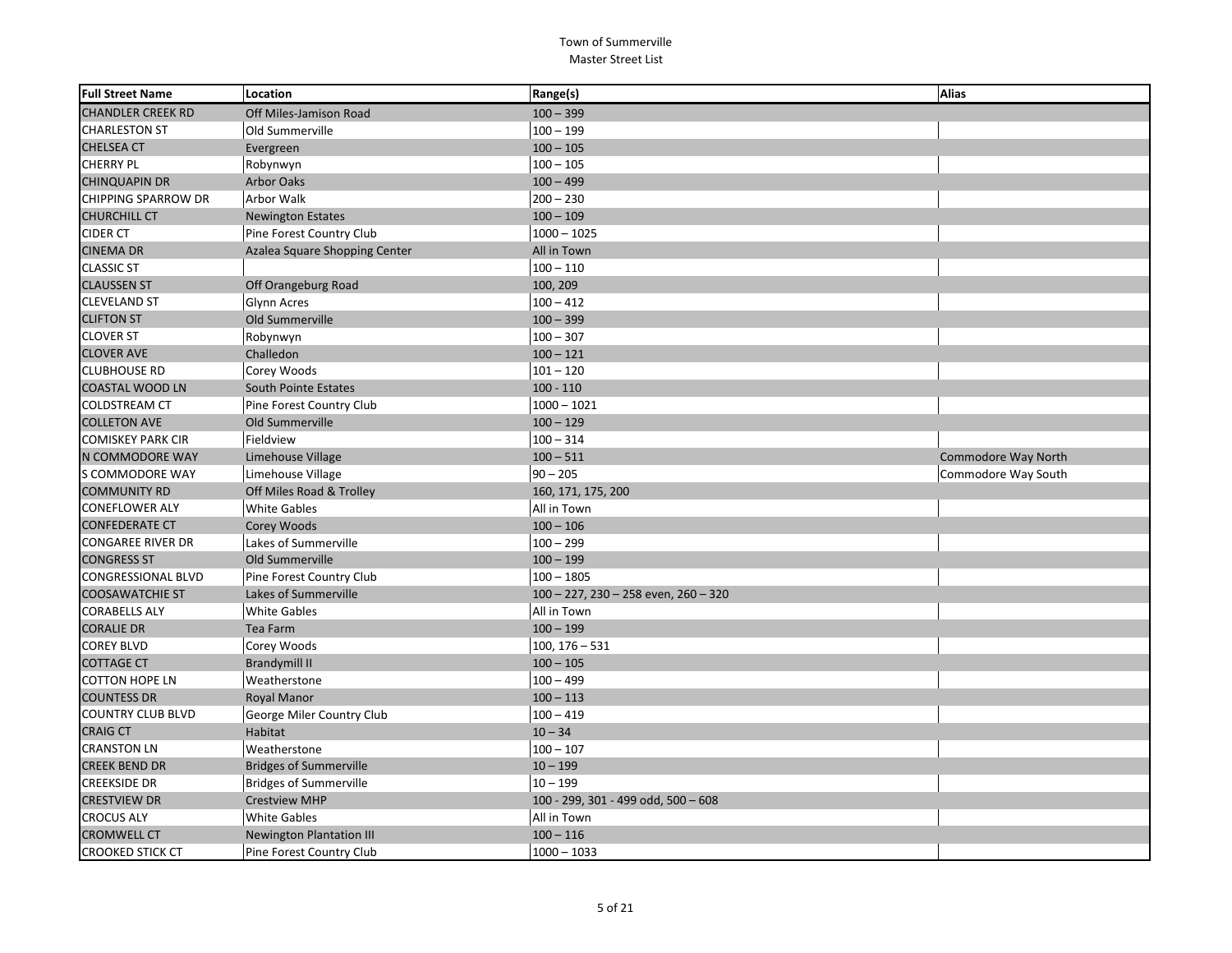Town of Summerville
Master Street List

| Full Street Name | Location | Range(s) | Alias |
|---|---|---|---|
| CHANDLER CREEK RD | Off Miles-Jamison Road | 100 – 399 | |
| CHARLESTON ST | Old Summerville | 100 – 199 | |
| CHELSEA CT | Evergreen | 100 – 105 | |
| CHERRY PL | Robynwyn | 100 – 105 | |
| CHINQUAPIN DR | Arbor Oaks | 100 – 499 | |
| CHIPPING SPARROW DR | Arbor Walk | 200 – 230 | |
| CHURCHILL CT | Newington Estates | 100 – 109 | |
| CIDER CT | Pine Forest Country Club | 1000 – 1025 | |
| CINEMA DR | Azalea Square Shopping Center | All in Town | |
| CLASSIC ST | | 100 – 110 | |
| CLAUSSEN ST | Off Orangeburg Road | 100, 209 | |
| CLEVELAND ST | Glynn Acres | 100 – 412 | |
| CLIFTON ST | Old Summerville | 100 – 399 | |
| CLOVER ST | Robynwyn | 100 – 307 | |
| CLOVER AVE | Challedon | 100 – 121 | |
| CLUBHOUSE RD | Corey Woods | 101 – 120 | |
| COASTAL WOOD LN | South Pointe Estates | 100 - 110 | |
| COLDSTREAM CT | Pine Forest Country Club | 1000 – 1021 | |
| COLLETON AVE | Old Summerville | 100 – 129 | |
| COMISKEY PARK CIR | Fieldview | 100 – 314 | |
| N COMMODORE WAY | Limehouse Village | 100 – 511 | Commodore Way North |
| S COMMODORE WAY | Limehouse Village | 90 – 205 | Commodore Way South |
| COMMUNITY RD | Off Miles Road & Trolley | 160, 171, 175, 200 | |
| CONEFLOWER ALY | White Gables | All in Town | |
| CONFEDERATE CT | Corey Woods | 100 – 106 | |
| CONGAREE RIVER DR | Lakes of Summerville | 100 – 299 | |
| CONGRESS ST | Old Summerville | 100 – 199 | |
| CONGRESSIONAL BLVD | Pine Forest Country Club | 100 – 1805 | |
| COOSAWATCHIE ST | Lakes of Summerville | 100 – 227, 230 – 258 even, 260 – 320 | |
| CORABELLS ALY | White Gables | All in Town | |
| CORALIE DR | Tea Farm | 100 – 199 | |
| COREY BLVD | Corey Woods | 100, 176 – 531 | |
| COTTAGE CT | Brandymill II | 100 – 105 | |
| COTTON HOPE LN | Weatherstone | 100 – 499 | |
| COUNTESS DR | Royal Manor | 100 – 113 | |
| COUNTRY CLUB BLVD | George Miler Country Club | 100 – 419 | |
| CRAIG CT | Habitat | 10 – 34 | |
| CRANSTON LN | Weatherstone | 100 – 107 | |
| CREEK BEND DR | Bridges of Summerville | 10 – 199 | |
| CREEKSIDE DR | Bridges of Summerville | 10 – 199 | |
| CRESTVIEW DR | Crestview MHP | 100 - 299, 301 - 499 odd, 500 – 608 | |
| CROCUS ALY | White Gables | All in Town | |
| CROMWELL CT | Newington Plantation III | 100 – 116 | |
| CROOKED STICK CT | Pine Forest Country Club | 1000 – 1033 | |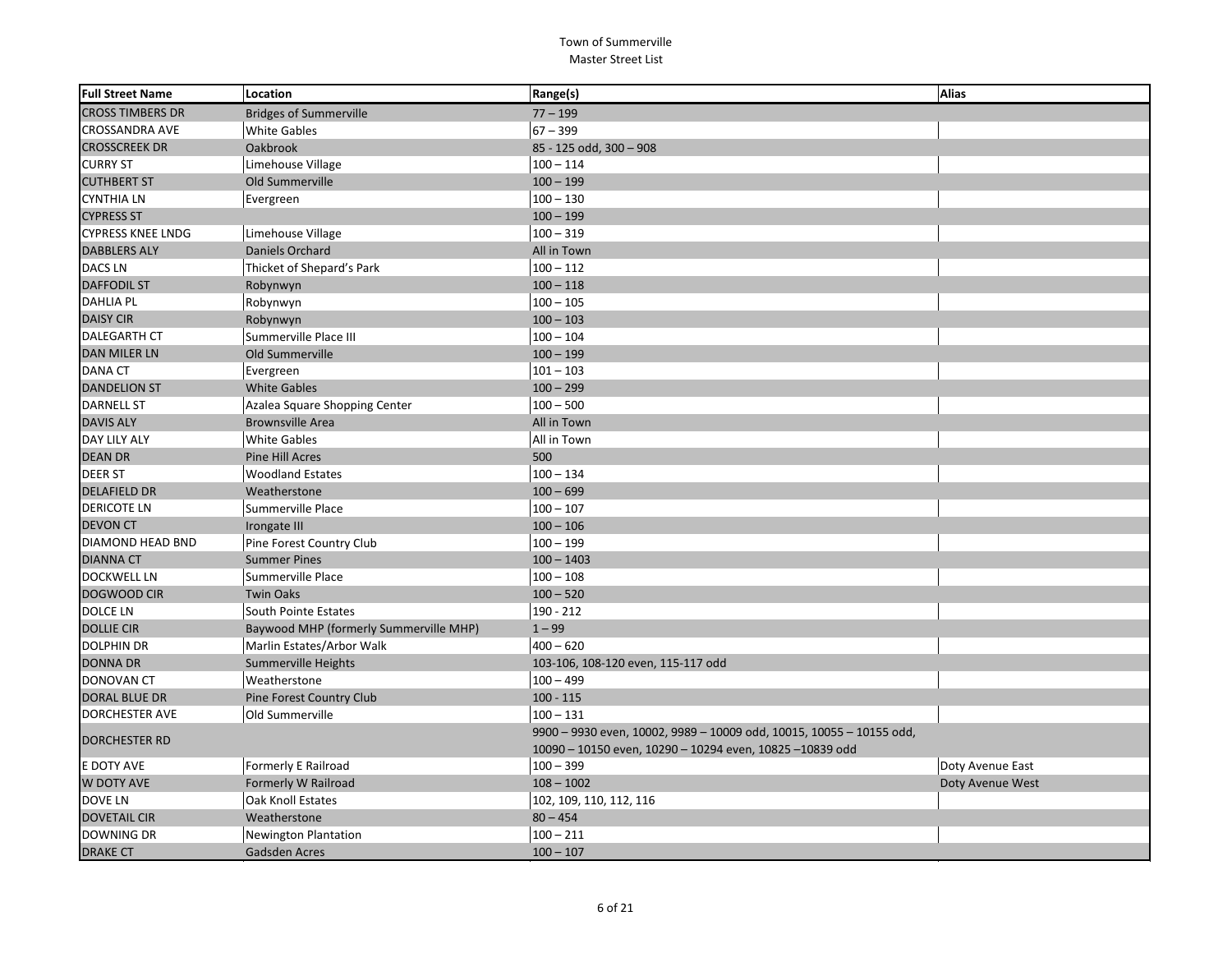Town of Summerville
Master Street List

| Full Street Name | Location | Range(s) | Alias |
|---|---|---|---|
| CROSS TIMBERS DR | Bridges of Summerville | 77 – 199 | |
| CROSSANDRA AVE | White Gables | 67 – 399 | |
| CROSSCREEK DR | Oakbrook | 85 - 125 odd, 300 – 908 | |
| CURRY ST | Limehouse Village | 100 – 114 | |
| CUTHBERT ST | Old Summerville | 100 – 199 | |
| CYNTHIA LN | Evergreen | 100 – 130 | |
| CYPRESS ST | | 100 – 199 | |
| CYPRESS KNEE LNDG | Limehouse Village | 100 – 319 | |
| DABBLERS ALY | Daniels Orchard | All in Town | |
| DACS LN | Thicket of Shepard's Park | 100 – 112 | |
| DAFFODIL ST | Robynwyn | 100 – 118 | |
| DAHLIA PL | Robynwyn | 100 – 105 | |
| DAISY CIR | Robynwyn | 100 – 103 | |
| DALEGARTH CT | Summerville Place III | 100 – 104 | |
| DAN MILER LN | Old Summerville | 100 – 199 | |
| DANA CT | Evergreen | 101 – 103 | |
| DANDELION ST | White Gables | 100 – 299 | |
| DARNELL ST | Azalea Square Shopping Center | 100 – 500 | |
| DAVIS ALY | Brownsville Area | All in Town | |
| DAY LILY ALY | White Gables | All in Town | |
| DEAN DR | Pine Hill Acres | 500 | |
| DEER ST | Woodland Estates | 100 – 134 | |
| DELAFIELD DR | Weatherstone | 100 – 699 | |
| DERICOTE LN | Summerville Place | 100 – 107 | |
| DEVON CT | Irongate III | 100 – 106 | |
| DIAMOND HEAD BND | Pine Forest Country Club | 100 – 199 | |
| DIANNA CT | Summer Pines | 100 – 1403 | |
| DOCKWELL LN | Summerville Place | 100 – 108 | |
| DOGWOOD CIR | Twin Oaks | 100 – 520 | |
| DOLCE LN | South Pointe Estates | 190 - 212 | |
| DOLLIE CIR | Baywood MHP (formerly Summerville MHP) | 1 – 99 | |
| DOLPHIN DR | Marlin Estates/Arbor Walk | 400 – 620 | |
| DONNA DR | Summerville Heights | 103-106, 108-120 even, 115-117 odd | |
| DONOVAN CT | Weatherstone | 100 – 499 | |
| DORAL BLUE DR | Pine Forest Country Club | 100 - 115 | |
| DORCHESTER AVE | Old Summerville | 100 – 131 | |
| DORCHESTER RD | | 9900 – 9930 even, 10002, 9989 – 10009 odd, 10015, 10055 – 10155 odd, 10090 – 10150 even, 10290 – 10294 even, 10825 –10839 odd | |
| E DOTY AVE | Formerly E Railroad | 100 – 399 | Doty Avenue East |
| W DOTY AVE | Formerly W Railroad | 108 – 1002 | Doty Avenue West |
| DOVE LN | Oak Knoll Estates | 102, 109, 110, 112, 116 | |
| DOVETAIL CIR | Weatherstone | 80 – 454 | |
| DOWNING DR | Newington Plantation | 100 – 211 | |
| DRAKE CT | Gadsden Acres | 100 – 107 | |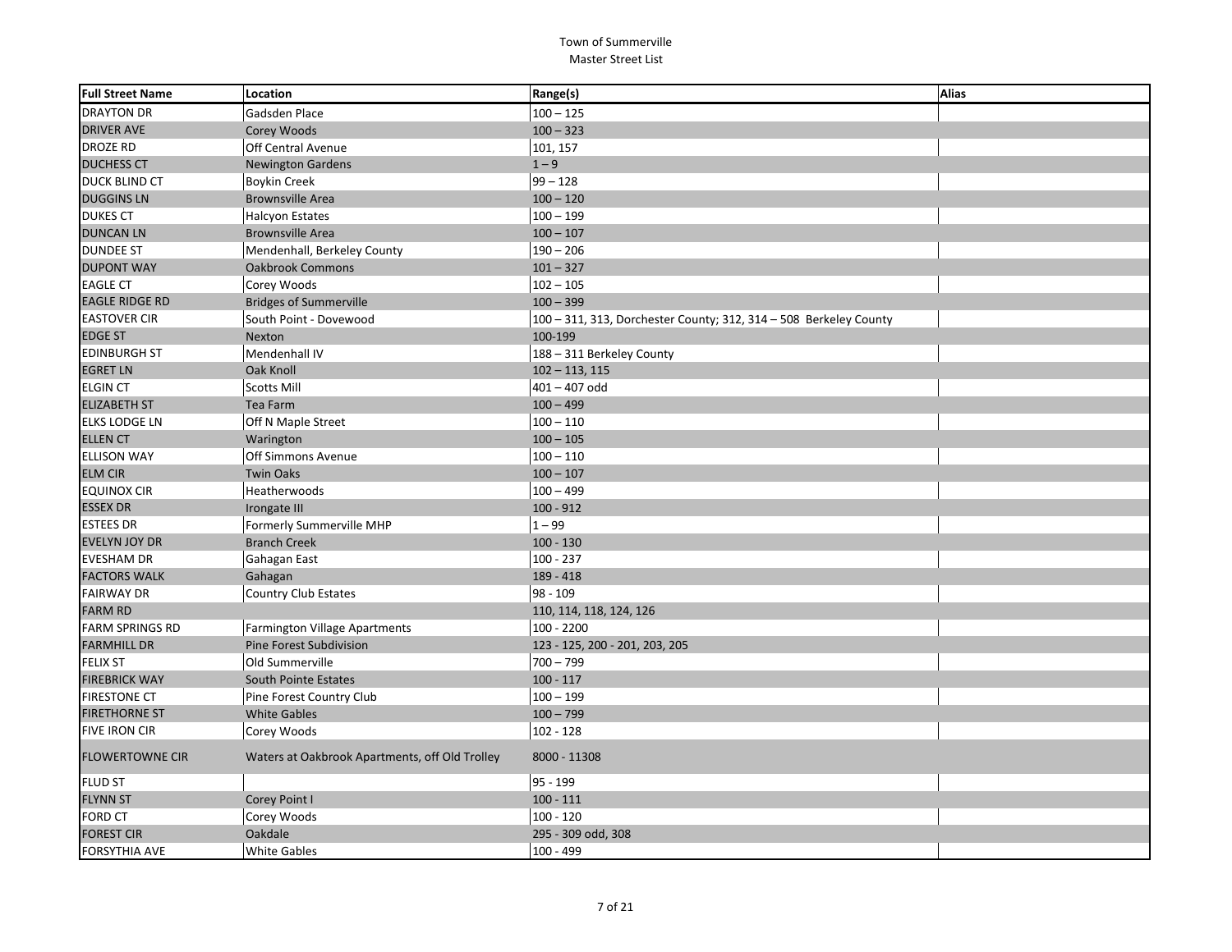| Full Street Name | Location | Range(s) | Alias |
|---|---|---|---|
| DRAYTON DR | Gadsden Place | 100 – 125 | |
| DRIVER AVE | Corey Woods | 100 – 323 | |
| DROZE RD | Off Central Avenue | 101, 157 | |
| DUCHESS CT | Newington Gardens | 1 – 9 | |
| DUCK BLIND CT | Boykin Creek | 99 – 128 | |
| DUGGINS LN | Brownsville Area | 100 – 120 | |
| DUKES CT | Halcyon Estates | 100 – 199 | |
| DUNCAN LN | Brownsville Area | 100 – 107 | |
| DUNDEE ST | Mendenhall, Berkeley County | 190 – 206 | |
| DUPONT WAY | Oakbrook Commons | 101 – 327 | |
| EAGLE CT | Corey Woods | 102 – 105 | |
| EAGLE RIDGE RD | Bridges of Summerville | 100 – 399 | |
| EASTOVER CIR | South Point - Dovewood | 100 – 311, 313, Dorchester County; 312, 314 – 508 Berkeley County | |
| EDGE ST | Nexton | 100-199 | |
| EDINBURGH ST | Mendenhall IV | 188 – 311 Berkeley County | |
| EGRET LN | Oak Knoll | 102 – 113, 115 | |
| ELGIN CT | Scotts Mill | 401 – 407 odd | |
| ELIZABETH ST | Tea Farm | 100 – 499 | |
| ELKS LODGE LN | Off N Maple Street | 100 – 110 | |
| ELLEN CT | Warington | 100 – 105 | |
| ELLISON WAY | Off Simmons Avenue | 100 – 110 | |
| ELM CIR | Twin Oaks | 100 – 107 | |
| EQUINOX CIR | Heatherwoods | 100 – 499 | |
| ESSEX DR | Irongate III | 100 - 912 | |
| ESTEES DR | Formerly Summerville MHP | 1 – 99 | |
| EVELYN JOY DR | Branch Creek | 100 - 130 | |
| EVESHAM DR | Gahagan East | 100 - 237 | |
| FACTORS WALK | Gahagan | 189 - 418 | |
| FAIRWAY DR | Country Club Estates | 98 - 109 | |
| FARM RD | | 110, 114, 118, 124, 126 | |
| FARM SPRINGS RD | Farmington Village Apartments | 100 - 2200 | |
| FARMHILL DR | Pine Forest Subdivision | 123 - 125, 200 - 201, 203, 205 | |
| FELIX ST | Old Summerville | 700 – 799 | |
| FIREBRICK WAY | South Pointe Estates | 100 - 117 | |
| FIRESTONE CT | Pine Forest Country Club | 100 – 199 | |
| FIRETHORNE ST | White Gables | 100 – 799 | |
| FIVE IRON CIR | Corey Woods | 102 - 128 | |
| FLOWERTOWNE CIR | Waters at Oakbrook Apartments, off Old Trolley | 8000 - 11308 | |
| FLUD ST | | 95 - 199 | |
| FLYNN ST | Corey Point I | 100 - 111 | |
| FORD CT | Corey Woods | 100 - 120 | |
| FOREST CIR | Oakdale | 295 - 309 odd, 308 | |
| FORSYTHIA AVE | White Gables | 100 - 499 | |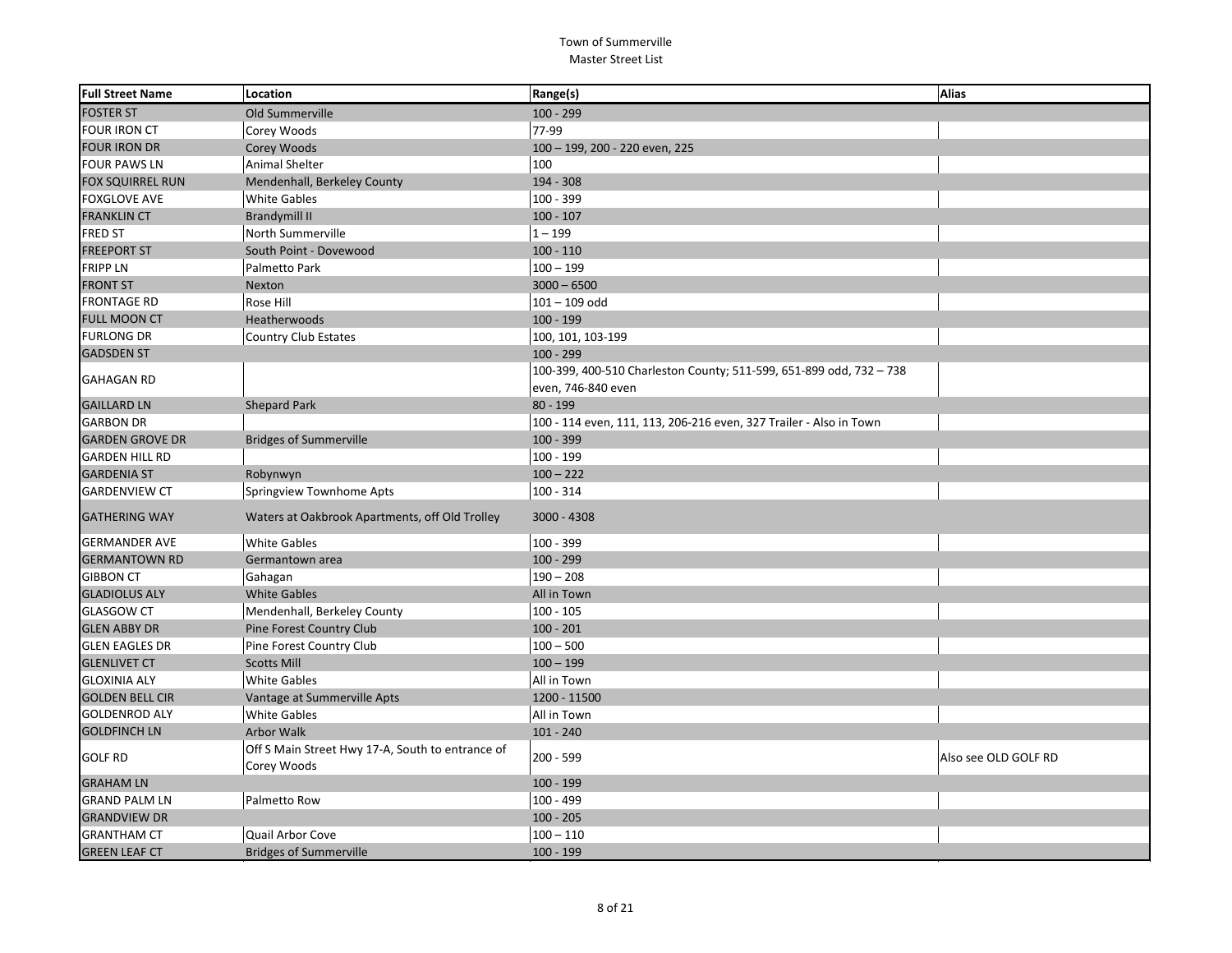Town of Summerville
Master Street List

| Full Street Name | Location | Range(s) | Alias |
|---|---|---|---|
| FOSTER ST | Old Summerville | 100 - 299 | |
| FOUR IRON CT | Corey Woods | 77-99 | |
| FOUR IRON DR | Corey Woods | 100 – 199, 200 - 220 even, 225 | |
| FOUR PAWS LN | Animal Shelter | 100 | |
| FOX SQUIRREL RUN | Mendenhall, Berkeley County | 194 - 308 | |
| FOXGLOVE AVE | White Gables | 100 - 399 | |
| FRANKLIN CT | Brandymill II | 100 - 107 | |
| FRED ST | North Summerville | 1 – 199 | |
| FREEPORT ST | South Point - Dovewood | 100 - 110 | |
| FRIPP LN | Palmetto Park | 100 – 199 | |
| FRONT ST | Nexton | 3000 – 6500 | |
| FRONTAGE RD | Rose Hill | 101 – 109 odd | |
| FULL MOON CT | Heatherwoods | 100 - 199 | |
| FURLONG DR | Country Club Estates | 100, 101, 103-199 | |
| GADSDEN ST | | 100 - 299 | |
| GAHAGAN RD | | 100-399, 400-510 Charleston County; 511-599, 651-899 odd, 732 – 738 even, 746-840 even | |
| GAILLARD LN | Shepard Park | 80 - 199 | |
| GARBON DR | | 100 - 114 even, 111, 113, 206-216 even, 327 Trailer - Also in Town | |
| GARDEN GROVE DR | Bridges of Summerville | 100 - 399 | |
| GARDEN HILL RD | | 100 - 199 | |
| GARDENIA ST | Robynwyn | 100 – 222 | |
| GARDENVIEW CT | Springview Townhome Apts | 100 - 314 | |
| GATHERING WAY | Waters at Oakbrook Apartments, off Old Trolley | 3000 - 4308 | |
| GERMANDER AVE | White Gables | 100 - 399 | |
| GERMANTOWN RD | Germantown area | 100 - 299 | |
| GIBBON CT | Gahagan | 190 – 208 | |
| GLADIOLUS ALY | White Gables | All in Town | |
| GLASGOW CT | Mendenhall, Berkeley County | 100 - 105 | |
| GLEN ABBY DR | Pine Forest Country Club | 100 - 201 | |
| GLEN EAGLES DR | Pine Forest Country Club | 100 – 500 | |
| GLENLIVET CT | Scotts Mill | 100 – 199 | |
| GLOXINIA ALY | White Gables | All in Town | |
| GOLDEN BELL CIR | Vantage at Summerville Apts | 1200 - 11500 | |
| GOLDENROD ALY | White Gables | All in Town | |
| GOLDFINCH LN | Arbor Walk | 101 - 240 | |
| GOLF RD | Off S Main Street Hwy 17-A, South to entrance of Corey Woods | 200 - 599 | Also see OLD GOLF RD |
| GRAHAM LN | | 100 - 199 | |
| GRAND PALM LN | Palmetto Row | 100 - 499 | |
| GRANDVIEW DR | | 100 - 205 | |
| GRANTHAM CT | Quail Arbor Cove | 100 – 110 | |
| GREEN LEAF CT | Bridges of Summerville | 100 - 199 | |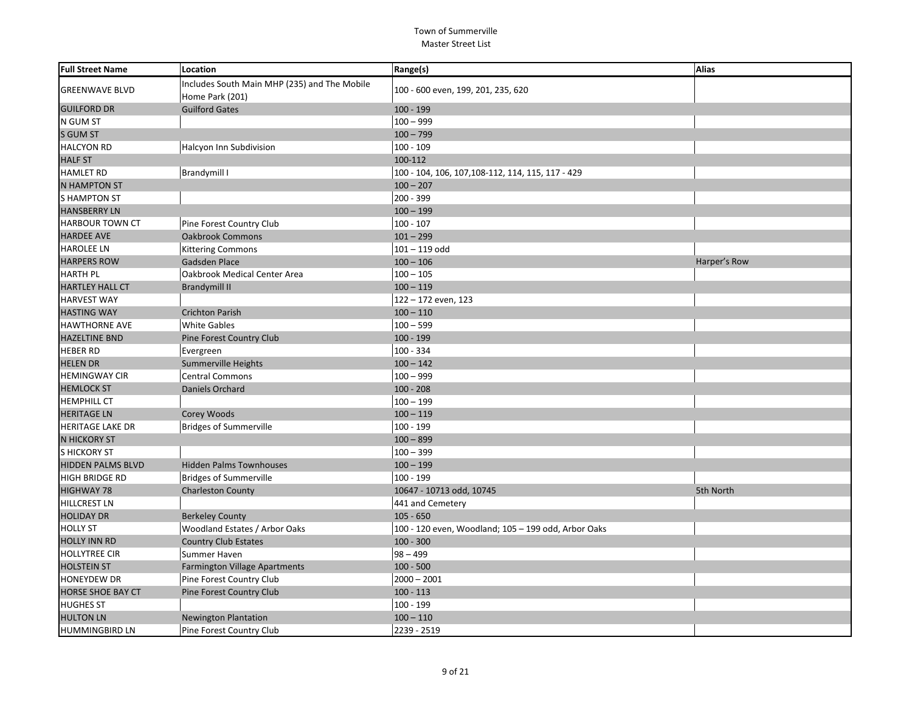Town of Summerville
Master Street List

| Full Street Name | Location | Range(s) | Alias |
|---|---|---|---|
| GREENWAVE BLVD | Includes South Main MHP (235) and The Mobile Home Park (201) | 100 - 600 even, 199, 201, 235, 620 | |
| GUILFORD DR | Guilford Gates | 100 - 199 | |
| N GUM ST | | 100 – 999 | |
| S GUM ST | | 100 – 799 | |
| HALCYON RD | Halcyon Inn Subdivision | 100 - 109 | |
| HALF ST | | 100-112 | |
| HAMLET RD | Brandymill I | 100 - 104, 106, 107,108-112, 114, 115, 117 - 429 | |
| N HAMPTON ST | | 100 – 207 | |
| S HAMPTON ST | | 200 - 399 | |
| HANSBERRY LN | | 100 – 199 | |
| HARBOUR TOWN CT | Pine Forest Country Club | 100 - 107 | |
| HARDEE AVE | Oakbrook Commons | 101 – 299 | |
| HAROLEE LN | Kittering Commons | 101 – 119 odd | |
| HARPERS ROW | Gadsden Place | 100 – 106 | Harper's Row |
| HARTH PL | Oakbrook Medical Center Area | 100 – 105 | |
| HARTLEY HALL CT | Brandymill II | 100 – 119 | |
| HARVEST WAY | | 122 – 172 even, 123 | |
| HASTING WAY | Crichton Parish | 100 – 110 | |
| HAWTHORNE AVE | White Gables | 100 – 599 | |
| HAZELTINE BND | Pine Forest Country Club | 100 - 199 | |
| HEBER RD | Evergreen | 100 - 334 | |
| HELEN DR | Summerville Heights | 100 – 142 | |
| HEMINGWAY CIR | Central Commons | 100 – 999 | |
| HEMLOCK ST | Daniels Orchard | 100 - 208 | |
| HEMPHILL CT | | 100 – 199 | |
| HERITAGE LN | Corey Woods | 100 – 119 | |
| HERITAGE LAKE DR | Bridges of Summerville | 100 - 199 | |
| N HICKORY ST | | 100 – 899 | |
| S HICKORY ST | | 100 – 399 | |
| HIDDEN PALMS BLVD | Hidden Palms Townhouses | 100 – 199 | |
| HIGH BRIDGE RD | Bridges of Summerville | 100 - 199 | |
| HIGHWAY 78 | Charleston County | 10647 - 10713 odd, 10745 | 5th North |
| HILLCREST LN | | 441 and Cemetery | |
| HOLIDAY DR | Berkeley County | 105 - 650 | |
| HOLLY ST | Woodland Estates / Arbor Oaks | 100 - 120 even, Woodland; 105 – 199 odd, Arbor Oaks | |
| HOLLY INN RD | Country Club Estates | 100 - 300 | |
| HOLLYTREE CIR | Summer Haven | 98 – 499 | |
| HOLSTEIN ST | Farmington Village Apartments | 100 - 500 | |
| HONEYDEW DR | Pine Forest Country Club | 2000 – 2001 | |
| HORSE SHOE BAY CT | Pine Forest Country Club | 100 - 113 | |
| HUGHES ST | | 100 - 199 | |
| HULTON LN | Newington Plantation | 100 – 110 | |
| HUMMINGBIRD LN | Pine Forest Country Club | 2239 - 2519 | |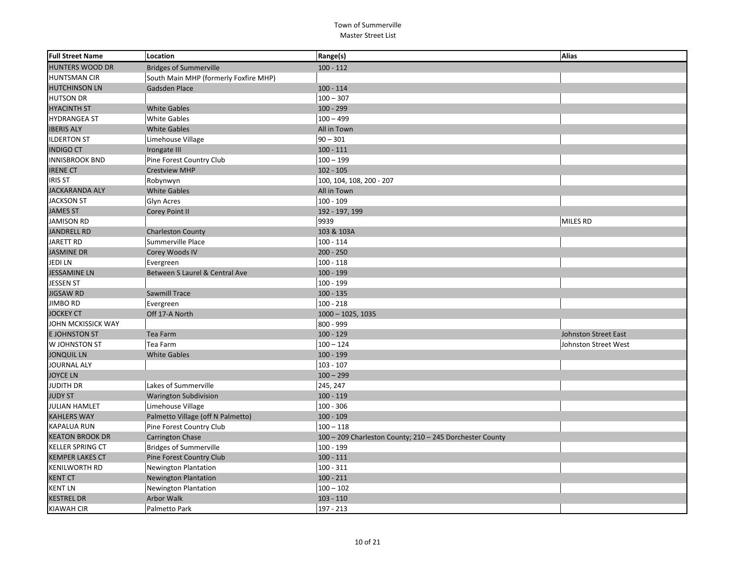| Full Street Name | Location | Range(s) | Alias |
|---|---|---|---|
| HUNTERS WOOD DR | Bridges of Summerville | 100 - 112 | |
| HUNTSMAN CIR | South Main MHP (formerly Foxfire MHP) | | |
| HUTCHINSON LN | Gadsden Place | 100 - 114 | |
| HUTSON DR | | 100 – 307 | |
| HYACINTH ST | White Gables | 100 - 299 | |
| HYDRANGEA ST | White Gables | 100 – 499 | |
| IBERIS ALY | White Gables | All in Town | |
| ILDERTON ST | Limehouse Village | 90 – 301 | |
| INDIGO CT | Irongate III | 100 - 111 | |
| INNISBROOK BND | Pine Forest Country Club | 100 – 199 | |
| IRENE CT | Crestview MHP | 102 - 105 | |
| IRIS ST | Robynwyn | 100, 104, 108, 200 - 207 | |
| JACKARANDA ALY | White Gables | All in Town | |
| JACKSON ST | Glyn Acres | 100 - 109 | |
| JAMES ST | Corey Point II | 192 - 197, 199 | |
| JAMISON RD | | 9939 | MILES RD |
| JANDRELL RD | Charleston County | 103 & 103A | |
| JARETT RD | Summerville Place | 100 - 114 | |
| JASMINE DR | Corey Woods IV | 200 - 250 | |
| JEDI LN | Evergreen | 100 - 118 | |
| JESSAMINE LN | Between S Laurel & Central Ave | 100 - 199 | |
| JESSEN ST | | 100 - 199 | |
| JIGSAW RD | Sawmill Trace | 100 - 135 | |
| JIMBO RD | Evergreen | 100 - 218 | |
| JOCKEY CT | Off 17-A North | 1000 – 1025, 1035 | |
| JOHN MCKISSICK WAY | | 800 - 999 | |
| E JOHNSTON ST | Tea Farm | 100 - 129 | Johnston Street East |
| W JOHNSTON ST | Tea Farm | 100 – 124 | Johnston Street West |
| JONQUIL LN | White Gables | 100 - 199 | |
| JOURNAL ALY | | 103 - 107 | |
| JOYCE LN | | 100 – 299 | |
| JUDITH DR | Lakes of Summerville | 245, 247 | |
| JUDY ST | Warington Subdivision | 100 - 119 | |
| JULIAN HAMLET | Limehouse Village | 100 - 306 | |
| KAHLERS WAY | Palmetto Village (off N Palmetto) | 100 - 109 | |
| KAPALUA RUN | Pine Forest Country Club | 100 – 118 | |
| KEATON BROOK DR | Carrington Chase | 100 – 209 Charleston County; 210 – 245 Dorchester County | |
| KELLER SPRING CT | Bridges of Summerville | 100 - 199 | |
| KEMPER LAKES CT | Pine Forest Country Club | 100 - 111 | |
| KENILWORTH RD | Newington Plantation | 100 - 311 | |
| KENT CT | Newington Plantation | 100 - 211 | |
| KENT LN | Newington Plantation | 100 – 102 | |
| KESTREL DR | Arbor Walk | 103 - 110 | |
| KIAWAH CIR | Palmetto Park | 197 - 213 | |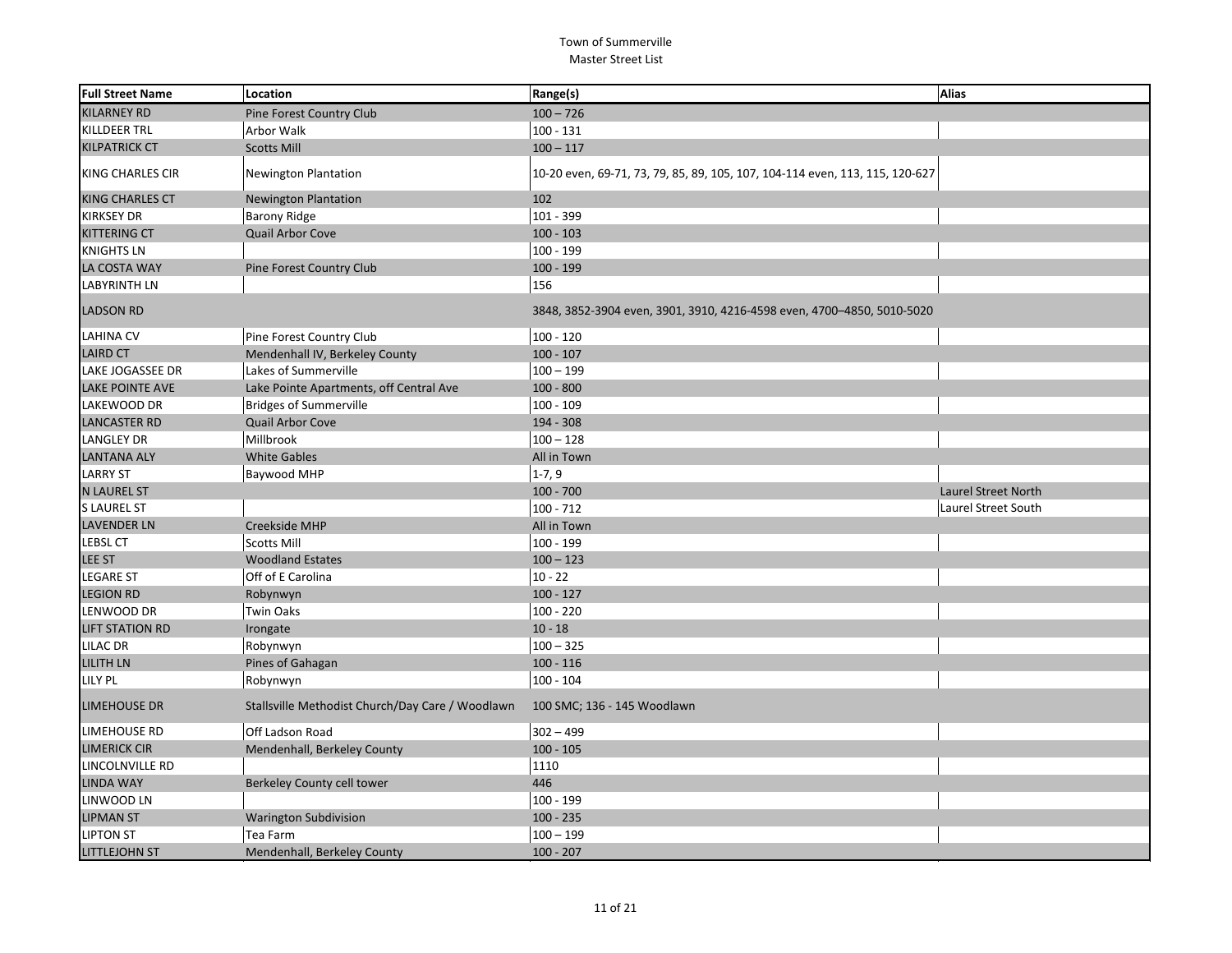# Town of Summerville
## Master Street List

| Full Street Name | Location | Range(s) | Alias |
|---|---|---|---|
| KILARNEY RD | Pine Forest Country Club | 100 – 726 | |
| KILLDEER TRL | Arbor Walk | 100 - 131 | |
| KILPATRICK CT | Scotts Mill | 100 – 117 | |
| KING CHARLES CIR | Newington Plantation | 10-20 even, 69-71, 73, 79, 85, 89, 105, 107, 104-114 even, 113, 115, 120-627 | |
| KING CHARLES CT | Newington Plantation | 102 | |
| KIRKSEY DR | Barony Ridge | 101 - 399 | |
| KITTERING CT | Quail Arbor Cove | 100 - 103 | |
| KNIGHTS LN | | 100 - 199 | |
| LA COSTA WAY | Pine Forest Country Club | 100 - 199 | |
| LABYRINTH LN | | 156 | |
| LADSON RD | | 3848, 3852-3904 even, 3901, 3910, 4216-4598 even, 4700–4850, 5010-5020 | |
| LAHINA CV | Pine Forest Country Club | 100 - 120 | |
| LAIRD CT | Mendenhall IV, Berkeley County | 100 - 107 | |
| LAKE JOGASSEE DR | Lakes of Summerville | 100 – 199 | |
| LAKE POINTE AVE | Lake Pointe Apartments, off Central Ave | 100 - 800 | |
| LAKEWOOD DR | Bridges of Summerville | 100 - 109 | |
| LANCASTER RD | Quail Arbor Cove | 194 - 308 | |
| LANGLEY DR | Millbrook | 100 – 128 | |
| LANTANA ALY | White Gables | All in Town | |
| LARRY ST | Baywood MHP | 1-7, 9 | |
| N LAUREL ST | | 100 - 700 | Laurel Street North |
| S LAUREL ST | | 100 - 712 | Laurel Street South |
| LAVENDER LN | Creekside MHP | All in Town | |
| LEBSL CT | Scotts Mill | 100 - 199 | |
| LEE ST | Woodland Estates | 100 – 123 | |
| LEGARE ST | Off of E Carolina | 10 - 22 | |
| LEGION RD | Robynwyn | 100 - 127 | |
| LENWOOD DR | Twin Oaks | 100 - 220 | |
| LIFT STATION RD | Irongate | 10 - 18 | |
| LILAC DR | Robynwyn | 100 – 325 | |
| LILITH LN | Pines of Gahagan | 100 - 116 | |
| LILY PL | Robynwyn | 100 - 104 | |
| LIMEHOUSE DR | Stallsville Methodist Church/Day Care / Woodlawn | 100 SMC; 136 - 145 Woodlawn | |
| LIMEHOUSE RD | Off Ladson Road | 302 – 499 | |
| LIMERICK CIR | Mendenhall, Berkeley County | 100 - 105 | |
| LINCOLNVILLE RD | | 1110 | |
| LINDA WAY | Berkeley County cell tower | 446 | |
| LINWOOD LN | | 100 - 199 | |
| LIPMAN ST | Warington Subdivision | 100 - 235 | |
| LIPTON ST | Tea Farm | 100 – 199 | |
| LITTLEJOHN ST | Mendenhall, Berkeley County | 100 - 207 | |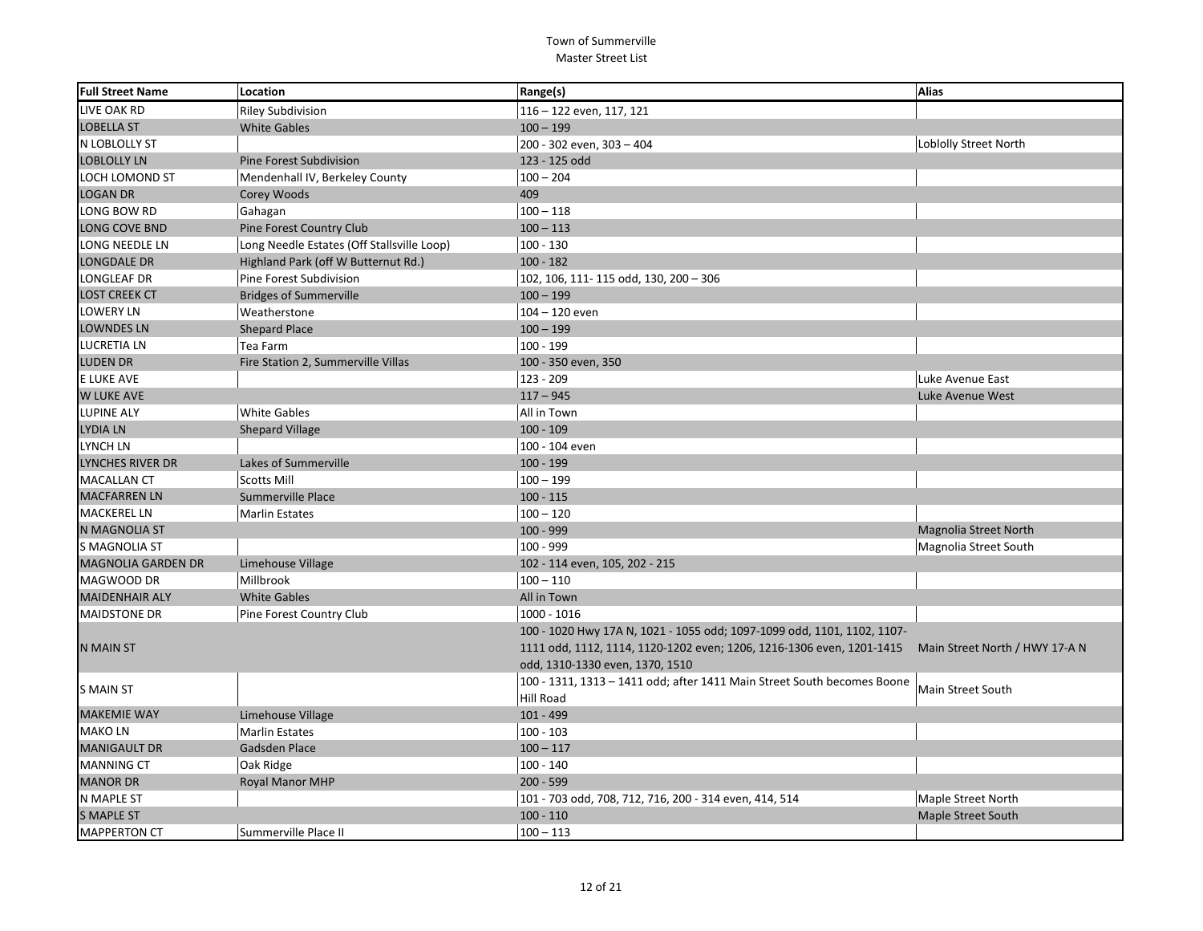Town of Summerville
Master Street List

| Full Street Name | Location | Range(s) | Alias |
|---|---|---|---|
| LIVE OAK RD | Riley Subdivision | 116 – 122 even, 117, 121 | |
| LOBELLA ST | White Gables | 100 – 199 | |
| N LOBLOLLY ST | | 200 - 302 even, 303 – 404 | Loblolly Street North |
| LOBLOLLY LN | Pine Forest Subdivision | 123 - 125 odd | |
| LOCH LOMOND ST | Mendenhall IV, Berkeley County | 100 – 204 | |
| LOGAN DR | Corey Woods | 409 | |
| LONG BOW RD | Gahagan | 100 – 118 | |
| LONG COVE BND | Pine Forest Country Club | 100 – 113 | |
| LONG NEEDLE LN | Long Needle Estates (Off Stallsville Loop) | 100 - 130 | |
| LONGDALE DR | Highland Park (off W Butternut Rd.) | 100 - 182 | |
| LONGLEAF DR | Pine Forest Subdivision | 102, 106, 111- 115 odd, 130, 200 – 306 | |
| LOST CREEK CT | Bridges of Summerville | 100 – 199 | |
| LOWERY LN | Weatherstone | 104 – 120 even | |
| LOWNDES LN | Shepard Place | 100 – 199 | |
| LUCRETIA LN | Tea Farm | 100 - 199 | |
| LUDEN DR | Fire Station 2, Summerville Villas | 100 - 350 even, 350 | |
| E LUKE AVE | | 123 - 209 | Luke Avenue East |
| W LUKE AVE | | 117 – 945 | Luke Avenue West |
| LUPINE ALY | White Gables | All in Town | |
| LYDIA LN | Shepard Village | 100 - 109 | |
| LYNCH LN | | 100 - 104 even | |
| LYNCHES RIVER DR | Lakes of Summerville | 100 - 199 | |
| MACALLAN CT | Scotts Mill | 100 – 199 | |
| MACFARREN LN | Summerville Place | 100 - 115 | |
| MACKEREL LN | Marlin Estates | 100 – 120 | |
| N MAGNOLIA ST | | 100 - 999 | Magnolia Street North |
| S MAGNOLIA ST | | 100 - 999 | Magnolia Street South |
| MAGNOLIA GARDEN DR | Limehouse Village | 102 - 114 even, 105, 202 - 215 | |
| MAGWOOD DR | Millbrook | 100 – 110 | |
| MAIDENHAIR ALY | White Gables | All in Town | |
| MAIDSTONE DR | Pine Forest Country Club | 1000 - 1016 | |
| N MAIN ST | | 100 - 1020 Hwy 17A N, 1021 - 1055 odd; 1097-1099 odd, 1101, 1102, 1107-1111 odd, 1112, 1114, 1120-1202 even; 1206, 1216-1306 even, 1201-1415 odd, 1310-1330 even, 1370, 1510 | Main Street North / HWY 17-A N |
| S MAIN ST | | 100 - 1311, 1313 – 1411 odd; after 1411 Main Street South becomes Boone Hill Road | Main Street South |
| MAKEMIE WAY | Limehouse Village | 101 - 499 | |
| MAKO LN | Marlin Estates | 100 - 103 | |
| MANIGAULT DR | Gadsden Place | 100 – 117 | |
| MANNING CT | Oak Ridge | 100 - 140 | |
| MANOR DR | Royal Manor MHP | 200 - 599 | |
| N MAPLE ST | | 101 - 703 odd, 708, 712, 716, 200 - 314 even, 414, 514 | Maple Street North |
| S MAPLE ST | | 100 - 110 | Maple Street South |
| MAPPERTON CT | Summerville Place II | 100 – 113 | |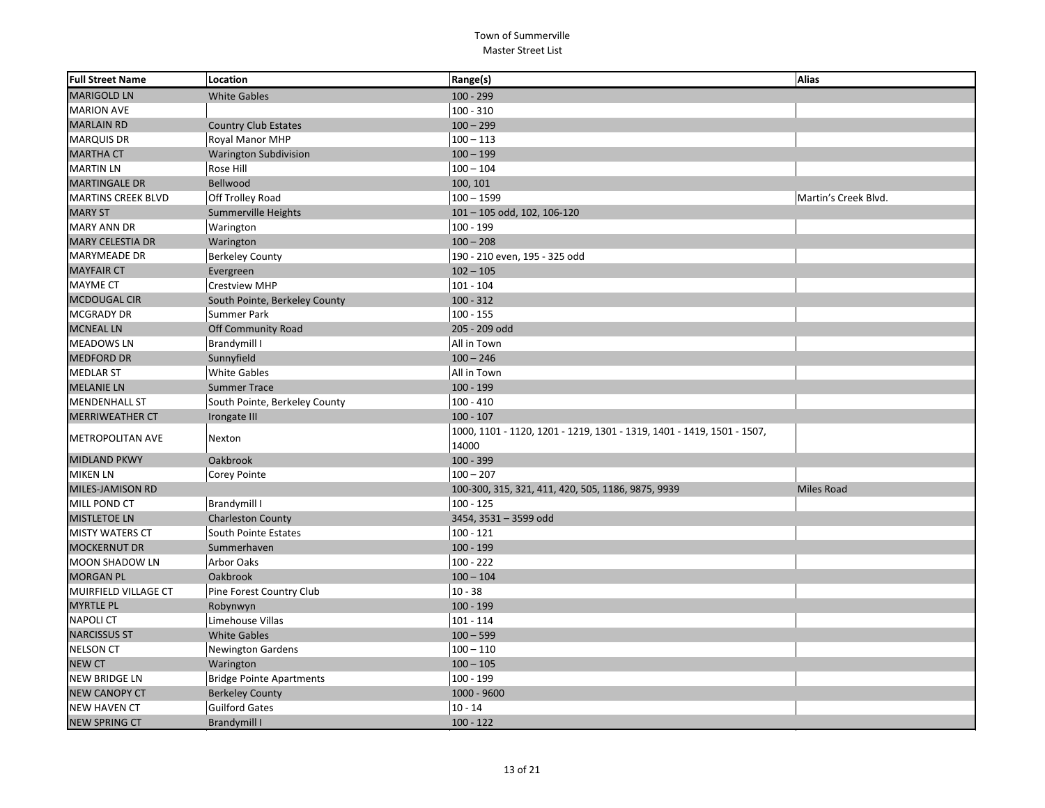Town of Summerville
Master Street List

| Full Street Name | Location | Range(s) | Alias |
|---|---|---|---|
| MARIGOLD LN | White Gables | 100 - 299 | |
| MARION AVE | | 100 - 310 | |
| MARLAIN RD | Country Club Estates | 100 – 299 | |
| MARQUIS DR | Royal Manor MHP | 100 – 113 | |
| MARTHA CT | Warington Subdivision | 100 – 199 | |
| MARTIN LN | Rose Hill | 100 – 104 | |
| MARTINGALE DR | Bellwood | 100, 101 | |
| MARTINS CREEK BLVD | Off Trolley Road | 100 – 1599 | Martin's Creek Blvd. |
| MARY ST | Summerville Heights | 101 – 105 odd, 102, 106-120 | |
| MARY ANN DR | Warington | 100 - 199 | |
| MARY CELESTIA DR | Warington | 100 – 208 | |
| MARYMEADE DR | Berkeley County | 190 - 210 even, 195 - 325 odd | |
| MAYFAIR CT | Evergreen | 102 – 105 | |
| MAYME CT | Crestview MHP | 101 - 104 | |
| MCDOUGAL CIR | South Pointe, Berkeley County | 100 - 312 | |
| MCGRADY DR | Summer Park | 100 - 155 | |
| MCNEAL LN | Off Community Road | 205 - 209 odd | |
| MEADOWS LN | Brandymill I | All in Town | |
| MEDFORD DR | Sunnyfield | 100 – 246 | |
| MEDLAR ST | White Gables | All in Town | |
| MELANIE LN | Summer Trace | 100 - 199 | |
| MENDENHALL ST | South Pointe, Berkeley County | 100 - 410 | |
| MERRIWEATHER CT | Irongate III | 100 - 107 | |
| METROPOLITAN AVE | Nexton | 1000, 1101 - 1120, 1201 - 1219, 1301 - 1319, 1401 - 1419, 1501 - 1507, 14000 | |
| MIDLAND PKWY | Oakbrook | 100 - 399 | |
| MIKEN LN | Corey Pointe | 100 – 207 | |
| MILES-JAMISON RD | | 100-300, 315, 321, 411, 420, 505, 1186, 9875, 9939 | Miles Road |
| MILL POND CT | Brandymill I | 100 - 125 | |
| MISTLETOE LN | Charleston County | 3454, 3531 – 3599 odd | |
| MISTY WATERS CT | South Pointe Estates | 100 - 121 | |
| MOCKERNUT DR | Summerhaven | 100 - 199 | |
| MOON SHADOW LN | Arbor Oaks | 100 - 222 | |
| MORGAN PL | Oakbrook | 100 – 104 | |
| MUIRFIELD VILLAGE CT | Pine Forest Country Club | 10 - 38 | |
| MYRTLE PL | Robynwyn | 100 - 199 | |
| NAPOLI CT | Limehouse Villas | 101 - 114 | |
| NARCISSUS ST | White Gables | 100 – 599 | |
| NELSON CT | Newington Gardens | 100 – 110 | |
| NEW CT | Warington | 100 – 105 | |
| NEW BRIDGE LN | Bridge Pointe Apartments | 100 - 199 | |
| NEW CANOPY CT | Berkeley County | 1000 - 9600 | |
| NEW HAVEN CT | Guilford Gates | 10 - 14 | |
| NEW SPRING CT | Brandymill I | 100 - 122 | |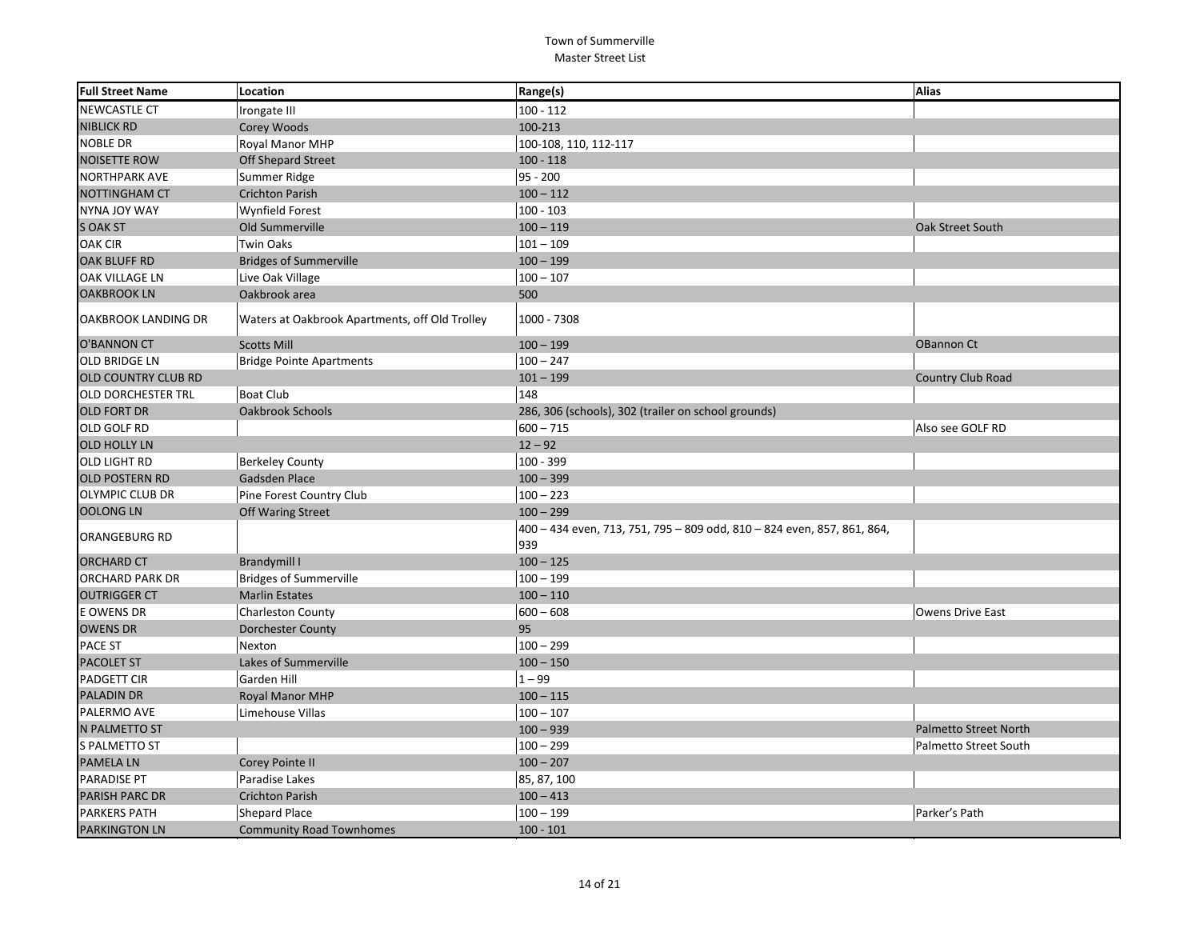Town of Summerville
Master Street List

| Full Street Name | Location | Range(s) | Alias |
|---|---|---|---|
| NEWCASTLE CT | Irongate III | 100 - 112 | |
| NIBLICK RD | Corey Woods | 100-213 | |
| NOBLE DR | Royal Manor MHP | 100-108, 110, 112-117 | |
| NOISETTE ROW | Off Shepard Street | 100 - 118 | |
| NORTHPARK AVE | Summer Ridge | 95 - 200 | |
| NOTTINGHAM CT | Crichton Parish | 100 – 112 | |
| NYNA JOY WAY | Wynfield Forest | 100 - 103 | |
| S OAK ST | Old Summerville | 100 – 119 | Oak Street South |
| OAK CIR | Twin Oaks | 101 – 109 | |
| OAK BLUFF RD | Bridges of Summerville | 100 – 199 | |
| OAK VILLAGE LN | Live Oak Village | 100 – 107 | |
| OAKBROOK LN | Oakbrook area | 500 | |
| OAKBROOK LANDING DR | Waters at Oakbrook Apartments, off Old Trolley | 1000 - 7308 | |
| O'BANNON CT | Scotts Mill | 100 – 199 | OBannon Ct |
| OLD BRIDGE LN | Bridge Pointe Apartments | 100 – 247 | |
| OLD COUNTRY CLUB RD | | 101 – 199 | Country Club Road |
| OLD DORCHESTER TRL | Boat Club | 148 | |
| OLD FORT DR | Oakbrook Schools | 286, 306 (schools), 302 (trailer on school grounds) | |
| OLD GOLF RD | | 600 – 715 | Also see GOLF RD |
| OLD HOLLY LN | | 12 – 92 | |
| OLD LIGHT RD | Berkeley County | 100 - 399 | |
| OLD POSTERN RD | Gadsden Place | 100 – 399 | |
| OLYMPIC CLUB DR | Pine Forest Country Club | 100 – 223 | |
| OOLONG LN | Off Waring Street | 100 – 299 | |
| ORANGEBURG RD | | 400 – 434 even, 713, 751, 795 – 809 odd, 810 – 824 even, 857, 861, 864, 939 | |
| ORCHARD CT | Brandymill I | 100 – 125 | |
| ORCHARD PARK DR | Bridges of Summerville | 100 – 199 | |
| OUTRIGGER CT | Marlin Estates | 100 – 110 | |
| E OWENS DR | Charleston County | 600 – 608 | Owens Drive East |
| OWENS DR | Dorchester County | 95 | |
| PACE ST | Nexton | 100 – 299 | |
| PACOLET ST | Lakes of Summerville | 100 – 150 | |
| PADGETT CIR | Garden Hill | 1 – 99 | |
| PALADIN DR | Royal Manor MHP | 100 – 115 | |
| PALERMO AVE | Limehouse Villas | 100 – 107 | |
| N PALMETTO ST | | 100 – 939 | Palmetto Street North |
| S PALMETTO ST | | 100 – 299 | Palmetto Street South |
| PAMELA LN | Corey Pointe II | 100 – 207 | |
| PARADISE PT | Paradise Lakes | 85, 87, 100 | |
| PARISH PARC DR | Crichton Parish | 100 – 413 | |
| PARKERS PATH | Shepard Place | 100 – 199 | Parker's Path |
| PARKINGTON LN | Community Road Townhomes | 100 - 101 | |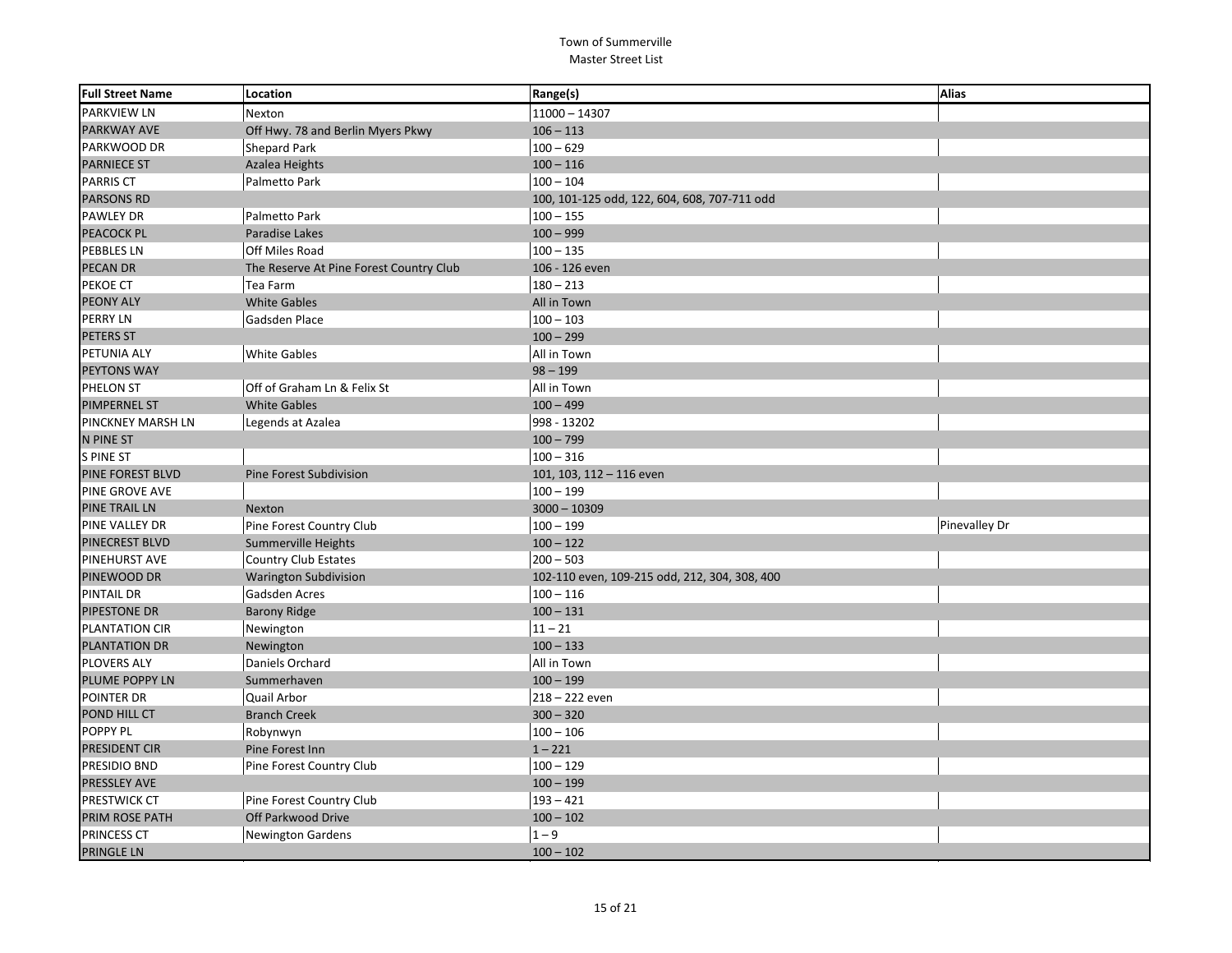Town of Summerville
Master Street List

| Full Street Name | Location | Range(s) | Alias |
|---|---|---|---|
| PARKVIEW LN | Nexton | 11000 – 14307 | |
| PARKWAY AVE | Off Hwy. 78 and Berlin Myers Pkwy | 106 – 113 | |
| PARKWOOD DR | Shepard Park | 100 – 629 | |
| PARNIECE ST | Azalea Heights | 100 – 116 | |
| PARRIS CT | Palmetto Park | 100 – 104 | |
| PARSONS RD | | 100, 101-125 odd, 122, 604, 608, 707-711 odd | |
| PAWLEY DR | Palmetto Park | 100 – 155 | |
| PEACOCK PL | Paradise Lakes | 100 – 999 | |
| PEBBLES LN | Off Miles Road | 100 – 135 | |
| PECAN DR | The Reserve At Pine Forest Country Club | 106 - 126 even | |
| PEKOE CT | Tea Farm | 180 – 213 | |
| PEONY ALY | White Gables | All in Town | |
| PERRY LN | Gadsden Place | 100 – 103 | |
| PETERS ST | | 100 – 299 | |
| PETUNIA ALY | White Gables | All in Town | |
| PEYTONS WAY | | 98 – 199 | |
| PHELON ST | Off of Graham Ln & Felix St | All in Town | |
| PIMPERNEL ST | White Gables | 100 – 499 | |
| PINCKNEY MARSH LN | Legends at Azalea | 998 - 13202 | |
| N PINE ST | | 100 – 799 | |
| S PINE ST | | 100 – 316 | |
| PINE FOREST BLVD | Pine Forest Subdivision | 101, 103, 112 – 116 even | |
| PINE GROVE AVE | | 100 – 199 | |
| PINE TRAIL LN | Nexton | 3000 – 10309 | |
| PINE VALLEY DR | Pine Forest Country Club | 100 – 199 | Pinevalley Dr |
| PINECREST BLVD | Summerville Heights | 100 – 122 | |
| PINEHURST AVE | Country Club Estates | 200 – 503 | |
| PINEWOOD DR | Warington Subdivision | 102-110 even, 109-215 odd, 212, 304, 308, 400 | |
| PINTAIL DR | Gadsden Acres | 100 – 116 | |
| PIPESTONE DR | Barony Ridge | 100 – 131 | |
| PLANTATION CIR | Newington | 11 – 21 | |
| PLANTATION DR | Newington | 100 – 133 | |
| PLOVERS ALY | Daniels Orchard | All in Town | |
| PLUME POPPY LN | Summerhaven | 100 – 199 | |
| POINTER DR | Quail Arbor | 218 – 222 even | |
| POND HILL CT | Branch Creek | 300 – 320 | |
| POPPY PL | Robynwyn | 100 – 106 | |
| PRESIDENT CIR | Pine Forest Inn | 1 – 221 | |
| PRESIDIO BND | Pine Forest Country Club | 100 – 129 | |
| PRESSLEY AVE | | 100 – 199 | |
| PRESTWICK CT | Pine Forest Country Club | 193 – 421 | |
| PRIM ROSE PATH | Off Parkwood Drive | 100 – 102 | |
| PRINCESS CT | Newington Gardens | 1 – 9 | |
| PRINGLE LN | | 100 – 102 | |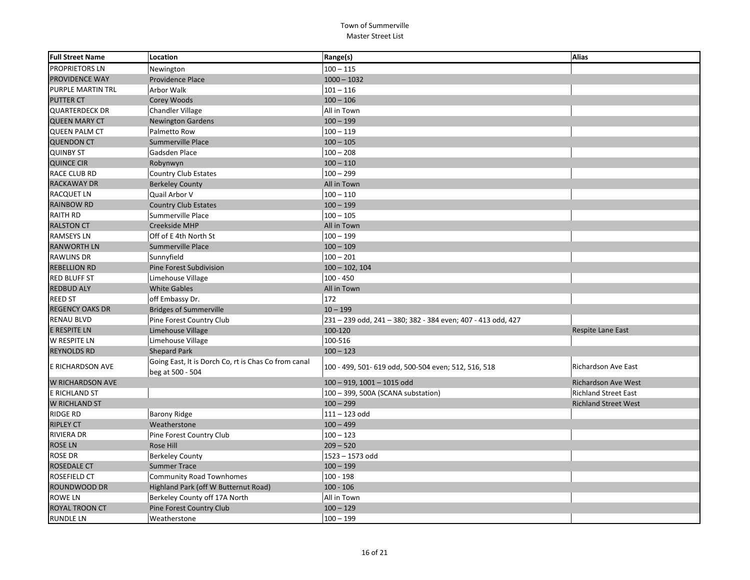Town of Summerville
Master Street List

| Full Street Name | Location | Range(s) | Alias |
| --- | --- | --- | --- |
| PROPRIETORS LN | Newington | 100 – 115 | |
| PROVIDENCE WAY | Providence Place | 1000 – 1032 | |
| PURPLE MARTIN TRL | Arbor Walk | 101 – 116 | |
| PUTTER CT | Corey Woods | 100 – 106 | |
| QUARTERDECK DR | Chandler Village | All in Town | |
| QUEEN MARY CT | Newington Gardens | 100 – 199 | |
| QUEEN PALM CT | Palmetto Row | 100 – 119 | |
| QUENDON CT | Summerville Place | 100 – 105 | |
| QUINBY ST | Gadsden Place | 100 – 208 | |
| QUINCE CIR | Robynwyn | 100 – 110 | |
| RACE CLUB RD | Country Club Estates | 100 – 299 | |
| RACKAWAY DR | Berkeley County | All in Town | |
| RACQUET LN | Quail Arbor V | 100 – 110 | |
| RAINBOW RD | Country Club Estates | 100 – 199 | |
| RAITH RD | Summerville Place | 100 – 105 | |
| RALSTON CT | Creekside MHP | All in Town | |
| RAMSEYS LN | Off of E 4th North St | 100 – 199 | |
| RANWORTH LN | Summerville Place | 100 – 109 | |
| RAWLINS DR | Sunnyfield | 100 – 201 | |
| REBELLION RD | Pine Forest Subdivision | 100 – 102, 104 | |
| RED BLUFF ST | Limehouse Village | 100 - 450 | |
| REDBUD ALY | White Gables | All in Town | |
| REED ST | off Embassy Dr. | 172 | |
| REGENCY OAKS DR | Bridges of Summerville | 10 – 199 | |
| RENAU BLVD | Pine Forest Country Club | 231 – 239 odd, 241 – 380; 382 - 384 even; 407 - 413 odd, 427 | |
| E RESPITE LN | Limehouse Village | 100-120 | Respite Lane East |
| W RESPITE LN | Limehouse Village | 100-516 | |
| REYNOLDS RD | Shepard Park | 100 – 123 | |
| E RICHARDSON AVE | Going East, lt is Dorch Co, rt is Chas Co from canal beg at 500 - 504 | 100 - 499, 501- 619 odd, 500-504 even; 512, 516, 518 | Richardson Ave East |
| W RICHARDSON AVE | | 100 – 919, 1001 – 1015 odd | Richardson Ave West |
| E RICHLAND ST | | 100 – 399, 500A (SCANA substation) | Richland Street East |
| W RICHLAND ST | | 100 – 299 | Richland Street West |
| RIDGE RD | Barony Ridge | 111 – 123 odd | |
| RIPLEY CT | Weatherstone | 100 – 499 | |
| RIVIERA DR | Pine Forest Country Club | 100 – 123 | |
| ROSE LN | Rose Hill | 209 – 520 | |
| ROSE DR | Berkeley County | 1523 – 1573 odd | |
| ROSEDALE CT | Summer Trace | 100 – 199 | |
| ROSEFIELD CT | Community Road Townhomes | 100 - 198 | |
| ROUNDWOOD DR | Highland Park (off W Butternut Road) | 100 - 106 | |
| ROWE LN | Berkeley County off 17A North | All in Town | |
| ROYAL TROON CT | Pine Forest Country Club | 100 – 129 | |
| RUNDLE LN | Weatherstone | 100 – 199 | |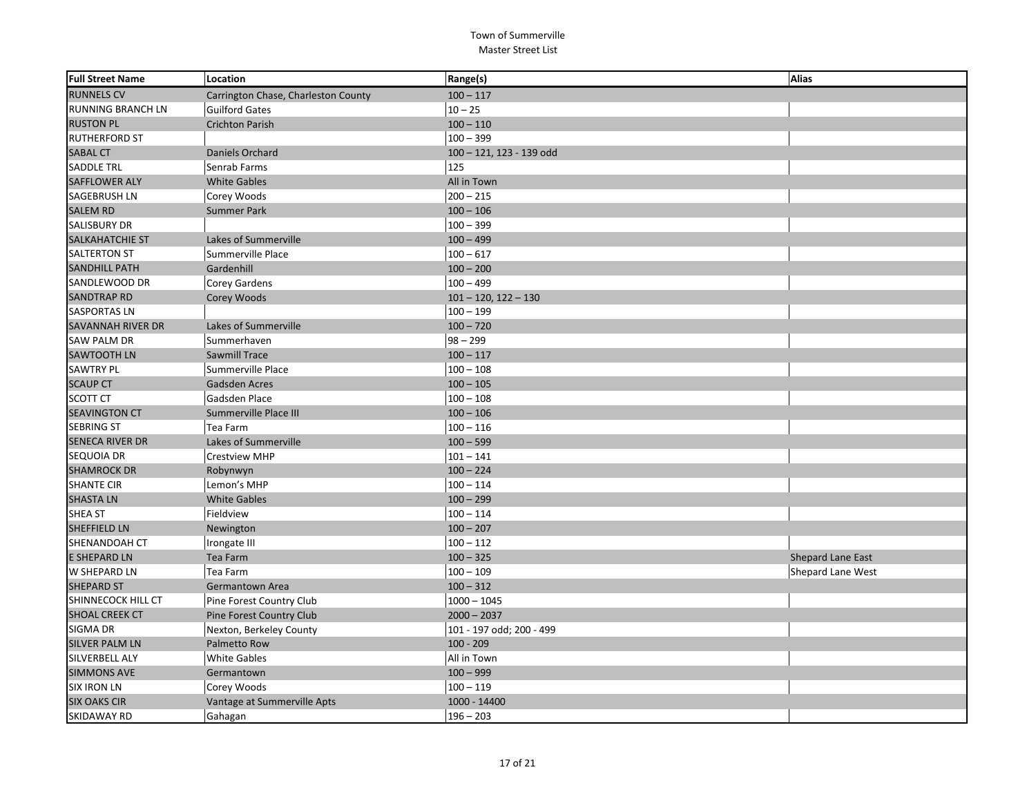| Full Street Name | Location | Range(s) | Alias |
|---|---|---|---|
| RUNNELS CV | Carrington Chase, Charleston County | 100 – 117 | |
| RUNNING BRANCH LN | Guilford Gates | 10 – 25 | |
| RUSTON PL | Crichton Parish | 100 – 110 | |
| RUTHERFORD ST | | 100 – 399 | |
| SABAL CT | Daniels Orchard | 100 – 121, 123 - 139 odd | |
| SADDLE TRL | Senrab Farms | 125 | |
| SAFFLOWER ALY | White Gables | All in Town | |
| SAGEBRUSH LN | Corey Woods | 200 – 215 | |
| SALEM RD | Summer Park | 100 – 106 | |
| SALISBURY DR | | 100 – 399 | |
| SALKAHATCHIE ST | Lakes of Summerville | 100 – 499 | |
| SALTERTON ST | Summerville Place | 100 – 617 | |
| SANDHILL PATH | Gardenhill | 100 – 200 | |
| SANDLEWOOD DR | Corey Gardens | 100 – 499 | |
| SANDTRAP RD | Corey Woods | 101 – 120, 122 – 130 | |
| SASPORTAS LN | | 100 – 199 | |
| SAVANNAH RIVER DR | Lakes of Summerville | 100 – 720 | |
| SAW PALM DR | Summerhaven | 98 – 299 | |
| SAWTOOTH LN | Sawmill Trace | 100 – 117 | |
| SAWTRY PL | Summerville Place | 100 – 108 | |
| SCAUP CT | Gadsden Acres | 100 – 105 | |
| SCOTT CT | Gadsden Place | 100 – 108 | |
| SEAVINGTON CT | Summerville Place III | 100 – 106 | |
| SEBRING ST | Tea Farm | 100 – 116 | |
| SENECA RIVER DR | Lakes of Summerville | 100 – 599 | |
| SEQUOIA DR | Crestview MHP | 101 – 141 | |
| SHAMROCK DR | Robynwyn | 100 – 224 | |
| SHANTE CIR | Lemon's MHP | 100 – 114 | |
| SHASTA LN | White Gables | 100 – 299 | |
| SHEA ST | Fieldview | 100 – 114 | |
| SHEFFIELD LN | Newington | 100 – 207 | |
| SHENANDOAH CT | Irongate III | 100 – 112 | |
| E SHEPARD LN | Tea Farm | 100 – 325 | Shepard Lane East |
| W SHEPARD LN | Tea Farm | 100 – 109 | Shepard Lane West |
| SHEPARD ST | Germantown Area | 100 – 312 | |
| SHINNECOCK HILL CT | Pine Forest Country Club | 1000 – 1045 | |
| SHOAL CREEK CT | Pine Forest Country Club | 2000 – 2037 | |
| SIGMA DR | Nexton, Berkeley County | 101 - 197 odd; 200 - 499 | |
| SILVER PALM LN | Palmetto Row | 100 - 209 | |
| SILVERBELL ALY | White Gables | All in Town | |
| SIMMONS AVE | Germantown | 100 – 999 | |
| SIX IRON LN | Corey Woods | 100 – 119 | |
| SIX OAKS CIR | Vantage at Summerville Apts | 1000 - 14400 | |
| SKIDAWAY RD | Gahagan | 196 – 203 | |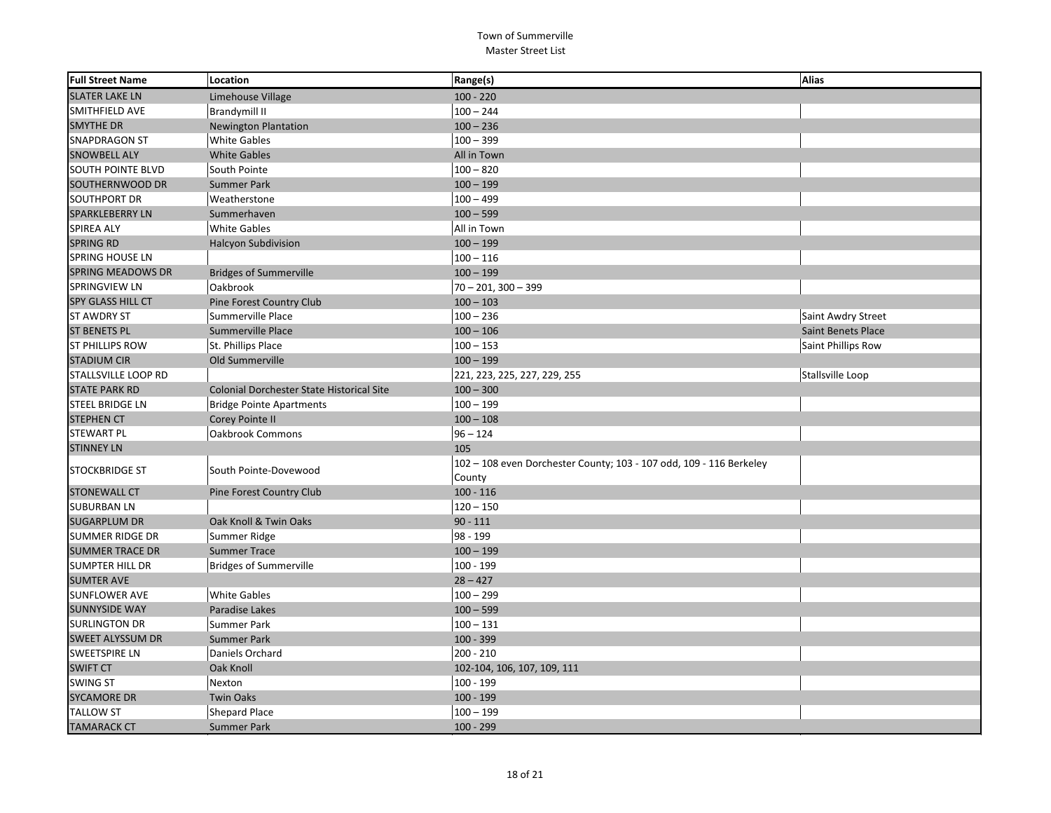Town of Summerville
Master Street List

| Full Street Name | Location | Range(s) | Alias |
|---|---|---|---|
| SLATER LAKE LN | Limehouse Village | 100 - 220 | |
| SMITHFIELD AVE | Brandymill II | 100 – 244 | |
| SMYTHE DR | Newington Plantation | 100 – 236 | |
| SNAPDRAGON ST | White Gables | 100 – 399 | |
| SNOWBELL ALY | White Gables | All in Town | |
| SOUTH POINTE BLVD | South Pointe | 100 – 820 | |
| SOUTHERNWOOD DR | Summer Park | 100 – 199 | |
| SOUTHPORT DR | Weatherstone | 100 – 499 | |
| SPARKLEBERRY LN | Summerhaven | 100 – 599 | |
| SPIREA ALY | White Gables | All in Town | |
| SPRING RD | Halcyon Subdivision | 100 – 199 | |
| SPRING HOUSE LN | | 100 – 116 | |
| SPRING MEADOWS DR | Bridges of Summerville | 100 – 199 | |
| SPRINGVIEW LN | Oakbrook | 70 – 201, 300 – 399 | |
| SPY GLASS HILL CT | Pine Forest Country Club | 100 – 103 | |
| ST AWDRY ST | Summerville Place | 100 – 236 | Saint Awdry Street |
| ST BENETS PL | Summerville Place | 100 – 106 | Saint Benets Place |
| ST PHILLIPS ROW | St. Phillips Place | 100 – 153 | Saint Phillips Row |
| STADIUM CIR | Old Summerville | 100 – 199 | |
| STALLSVILLE LOOP RD | | 221, 223, 225, 227, 229, 255 | Stallsville Loop |
| STATE PARK RD | Colonial Dorchester State Historical Site | 100 – 300 | |
| STEEL BRIDGE LN | Bridge Pointe Apartments | 100 – 199 | |
| STEPHEN CT | Corey Pointe II | 100 – 108 | |
| STEWART PL | Oakbrook Commons | 96 – 124 | |
| STINNEY LN | | 105 | |
| STOCKBRIDGE ST | South Pointe-Dovewood | 102 – 108 even Dorchester County; 103 - 107 odd, 109 - 116 Berkeley County | |
| STONEWALL CT | Pine Forest Country Club | 100 - 116 | |
| SUBURBAN LN | | 120 – 150 | |
| SUGARPLUM DR | Oak Knoll & Twin Oaks | 90 - 111 | |
| SUMMER RIDGE DR | Summer Ridge | 98 - 199 | |
| SUMMER TRACE DR | Summer Trace | 100 – 199 | |
| SUMPTER HILL DR | Bridges of Summerville | 100 - 199 | |
| SUMTER AVE | | 28 – 427 | |
| SUNFLOWER AVE | White Gables | 100 – 299 | |
| SUNNYSIDE WAY | Paradise Lakes | 100 – 599 | |
| SURLINGTON DR | Summer Park | 100 – 131 | |
| SWEET ALYSSUM DR | Summer Park | 100 - 399 | |
| SWEETSPIRE LN | Daniels Orchard | 200 - 210 | |
| SWIFT CT | Oak Knoll | 102-104, 106, 107, 109, 111 | |
| SWING ST | Nexton | 100 - 199 | |
| SYCAMORE DR | Twin Oaks | 100 - 199 | |
| TALLOW ST | Shepard Place | 100 – 199 | |
| TAMARACK CT | Summer Park | 100 - 299 | |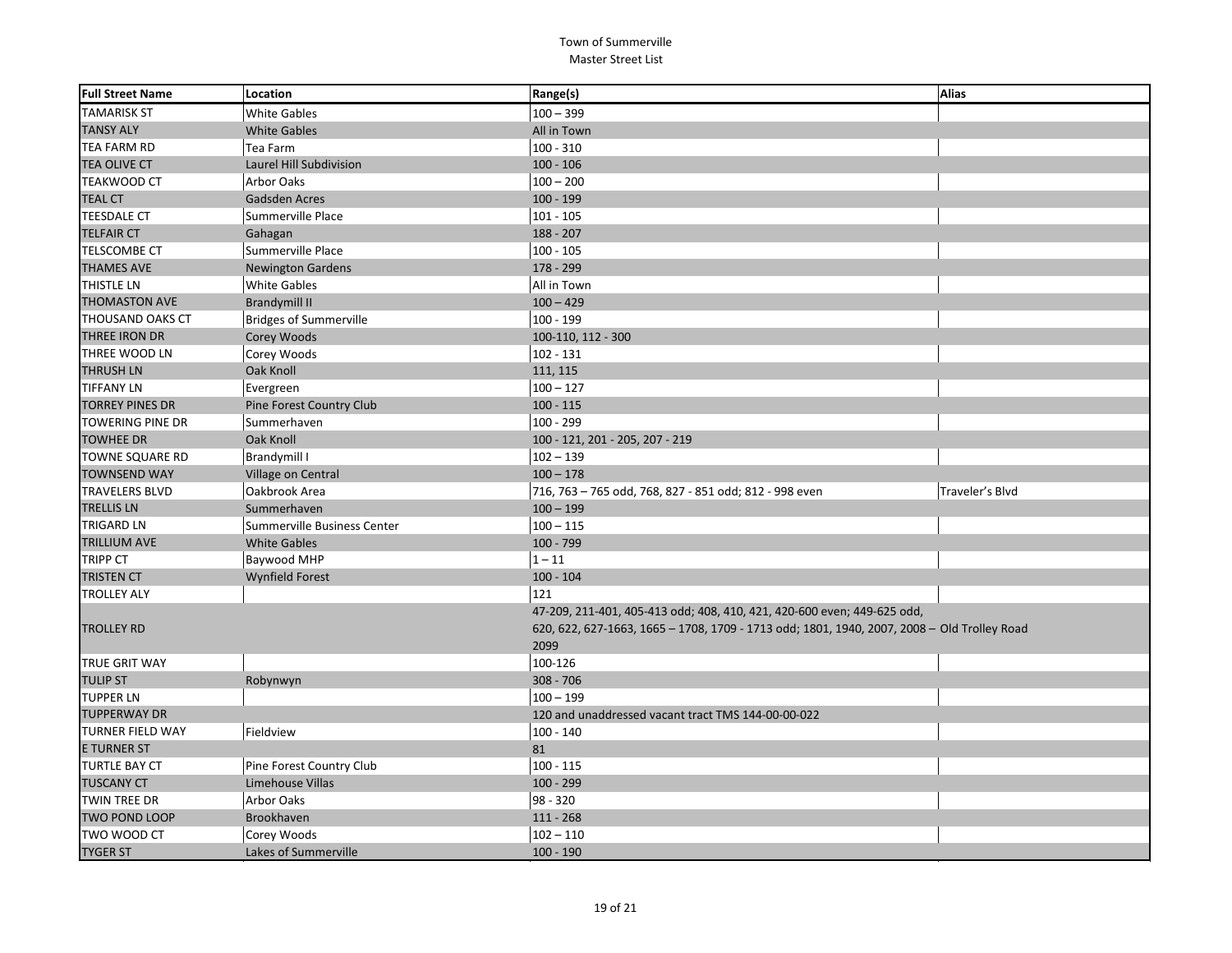| Full Street Name | Location | Range(s) | Alias |
| --- | --- | --- | --- |
| TAMARISK ST | White Gables | 100 – 399 | |
| TANSY ALY | White Gables | All in Town | |
| TEA FARM RD | Tea Farm | 100 - 310 | |
| TEA OLIVE CT | Laurel Hill Subdivision | 100 - 106 | |
| TEAKWOOD CT | Arbor Oaks | 100 – 200 | |
| TEAL CT | Gadsden Acres | 100 - 199 | |
| TEESDALE CT | Summerville Place | 101 - 105 | |
| TELFAIR CT | Gahagan | 188 - 207 | |
| TELSCOMBE CT | Summerville Place | 100 - 105 | |
| THAMES AVE | Newington Gardens | 178 - 299 | |
| THISTLE LN | White Gables | All in Town | |
| THOMASTON AVE | Brandymill II | 100 – 429 | |
| THOUSAND OAKS CT | Bridges of Summerville | 100 - 199 | |
| THREE IRON DR | Corey Woods | 100-110, 112 - 300 | |
| THREE WOOD LN | Corey Woods | 102 - 131 | |
| THRUSH LN | Oak Knoll | 111, 115 | |
| TIFFANY LN | Evergreen | 100 – 127 | |
| TORREY PINES DR | Pine Forest Country Club | 100 - 115 | |
| TOWERING PINE DR | Summerhaven | 100 - 299 | |
| TOWHEE DR | Oak Knoll | 100 - 121, 201 - 205, 207 - 219 | |
| TOWNE SQUARE RD | Brandymill I | 102 – 139 | |
| TOWNSEND WAY | Village on Central | 100 – 178 | |
| TRAVELERS BLVD | Oakbrook Area | 716, 763 – 765 odd, 768, 827 - 851 odd; 812 - 998 even | Traveler's Blvd |
| TRELLIS LN | Summerhaven | 100 – 199 | |
| TRIGARD LN | Summerville Business Center | 100 – 115 | |
| TRILLIUM AVE | White Gables | 100 - 799 | |
| TRIPP CT | Baywood MHP | 1 – 11 | |
| TRISTEN CT | Wynfield Forest | 100 - 104 | |
| TROLLEY ALY | | 121 | |
| TROLLEY RD | | 47-209, 211-401, 405-413 odd; 408, 410, 421, 420-600 even; 449-625 odd, 620, 622, 627-1663, 1665 – 1708, 1709 - 1713 odd; 1801, 1940, 2007, 2008 – 2099 | Old Trolley Road |
| TRUE GRIT WAY | | 100-126 | |
| TULIP ST | Robynwyn | 308 - 706 | |
| TUPPER LN | | 100 – 199 | |
| TUPPERWAY DR | | 120 and unaddressed vacant tract TMS 144-00-00-022 | |
| TURNER FIELD WAY | Fieldview | 100 - 140 | |
| E TURNER ST | | 81 | |
| TURTLE BAY CT | Pine Forest Country Club | 100 - 115 | |
| TUSCANY CT | Limehouse Villas | 100 - 299 | |
| TWIN TREE DR | Arbor Oaks | 98 - 320 | |
| TWO POND LOOP | Brookhaven | 111 - 268 | |
| TWO WOOD CT | Corey Woods | 102 – 110 | |
| TYGER ST | Lakes of Summerville | 100 - 190 | |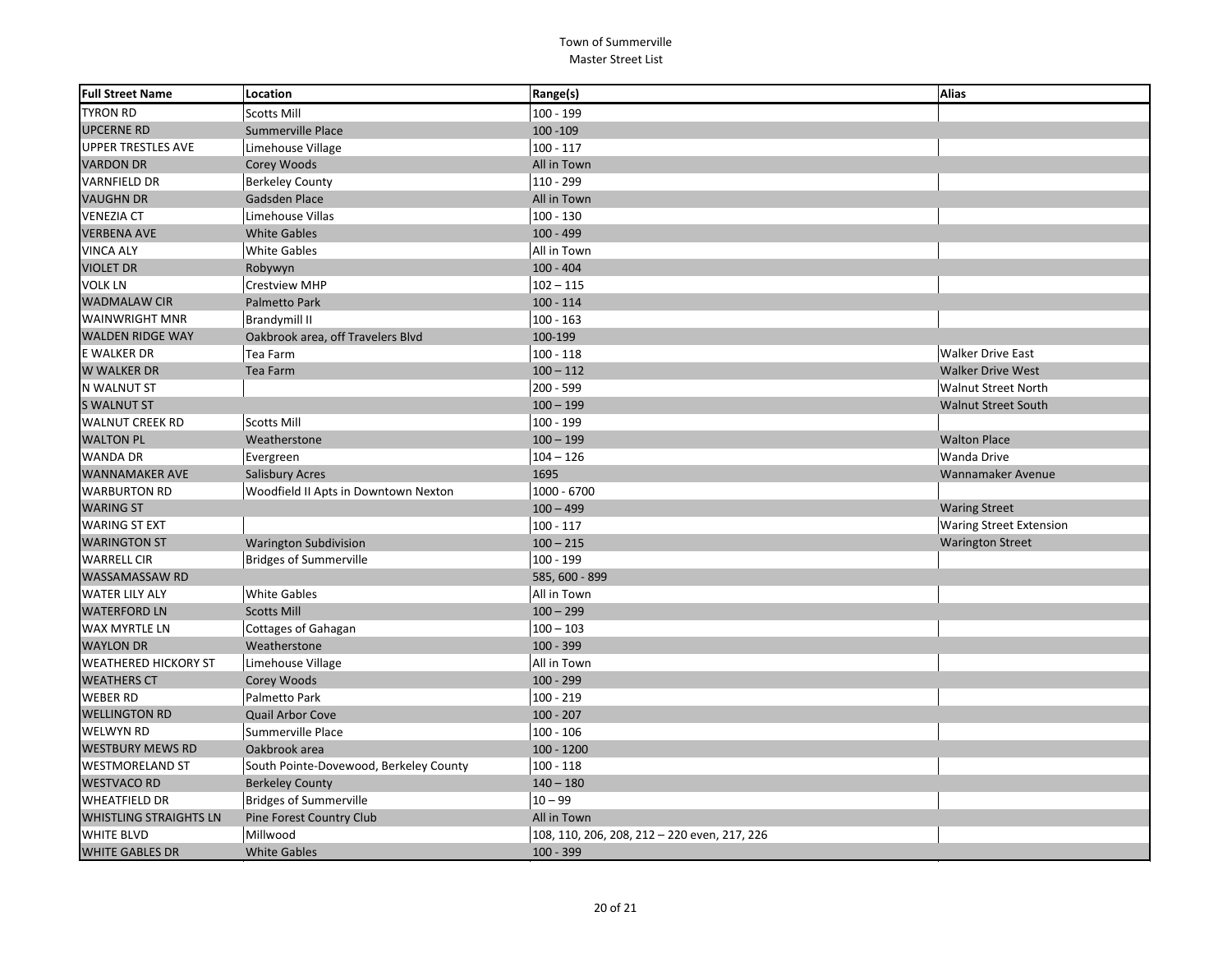Town of Summerville
Master Street List

| Full Street Name | Location | Range(s) | Alias |
|---|---|---|---|
| TYRON RD | Scotts Mill | 100 - 199 | |
| UPCERNE RD | Summerville Place | 100 -109 | |
| UPPER TRESTLES AVE | Limehouse Village | 100 - 117 | |
| VARDON DR | Corey Woods | All in Town | |
| VARNFIELD DR | Berkeley County | 110 - 299 | |
| VAUGHN DR | Gadsden Place | All in Town | |
| VENEZIA CT | Limehouse Villas | 100 - 130 | |
| VERBENA AVE | White Gables | 100 - 499 | |
| VINCA ALY | White Gables | All in Town | |
| VIOLET DR | Robywyn | 100 - 404 | |
| VOLK LN | Crestview MHP | 102 – 115 | |
| WADMALAW CIR | Palmetto Park | 100 - 114 | |
| WAINWRIGHT MNR | Brandymill II | 100 - 163 | |
| WALDEN RIDGE WAY | Oakbrook area, off Travelers Blvd | 100-199 | |
| E WALKER DR | Tea Farm | 100 - 118 | Walker Drive East |
| W WALKER DR | Tea Farm | 100 – 112 | Walker Drive West |
| N WALNUT ST | | 200 - 599 | Walnut Street North |
| S WALNUT ST | | 100 – 199 | Walnut Street South |
| WALNUT CREEK RD | Scotts Mill | 100 - 199 | |
| WALTON PL | Weatherstone | 100 – 199 | Walton Place |
| WANDA DR | Evergreen | 104 – 126 | Wanda Drive |
| WANNAMAKER AVE | Salisbury Acres | 1695 | Wannamaker Avenue |
| WARBURTON RD | Woodfield II Apts in Downtown Nexton | 1000 - 6700 | |
| WARING ST | | 100 – 499 | Waring Street |
| WARING ST EXT | | 100 - 117 | Waring Street Extension |
| WARINGTON ST | Warington Subdivision | 100 – 215 | Warington Street |
| WARRELL CIR | Bridges of Summerville | 100 - 199 | |
| WASSAMASSAW RD | | 585, 600 - 899 | |
| WATER LILY ALY | White Gables | All in Town | |
| WATERFORD LN | Scotts Mill | 100 – 299 | |
| WAX MYRTLE LN | Cottages of Gahagan | 100 – 103 | |
| WAYLON DR | Weatherstone | 100 - 399 | |
| WEATHERED HICKORY ST | Limehouse Village | All in Town | |
| WEATHERS CT | Corey Woods | 100 - 299 | |
| WEBER RD | Palmetto Park | 100 - 219 | |
| WELLINGTON RD | Quail Arbor Cove | 100 - 207 | |
| WELWYN RD | Summerville Place | 100 - 106 | |
| WESTBURY MEWS RD | Oakbrook area | 100 - 1200 | |
| WESTMORELAND ST | South Pointe-Dovewood, Berkeley County | 100 - 118 | |
| WESTVACO RD | Berkeley County | 140 – 180 | |
| WHEATFIELD DR | Bridges of Summerville | 10 – 99 | |
| WHISTLING STRAIGHTS LN | Pine Forest Country Club | All in Town | |
| WHITE BLVD | Millwood | 108, 110, 206, 208, 212 – 220 even, 217, 226 | |
| WHITE GABLES DR | White Gables | 100 - 399 | |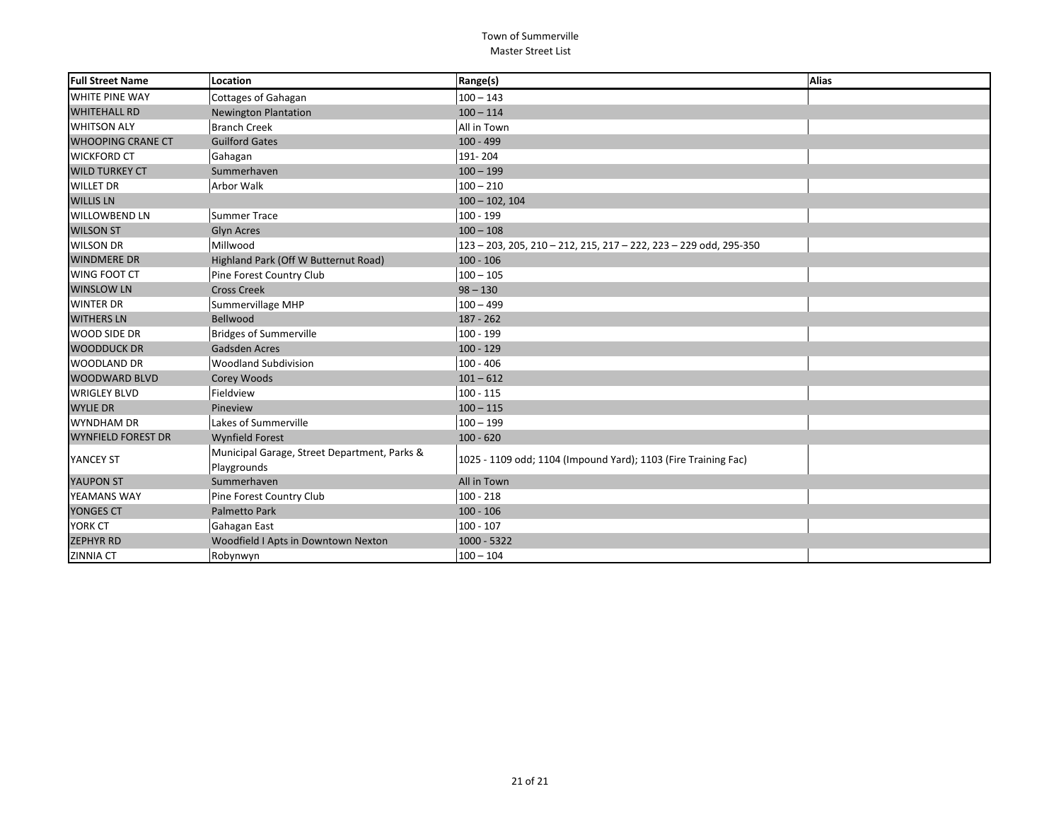Town of Summerville
Master Street List

| Full Street Name | Location | Range(s) | Alias |
|---|---|---|---|
| WHITE PINE WAY | Cottages of Gahagan | 100 – 143 | |
| WHITEHALL RD | Newington Plantation | 100 – 114 | |
| WHITSON ALY | Branch Creek | All in Town | |
| WHOOPING CRANE CT | Guilford Gates | 100 - 499 | |
| WICKFORD CT | Gahagan | 191- 204 | |
| WILD TURKEY CT | Summerhaven | 100 – 199 | |
| WILLET DR | Arbor Walk | 100 – 210 | |
| WILLIS LN | | 100 – 102, 104 | |
| WILLOWBEND LN | Summer Trace | 100 - 199 | |
| WILSON ST | Glyn Acres | 100 – 108 | |
| WILSON DR | Millwood | 123 – 203, 205, 210 – 212, 215, 217 – 222, 223 – 229 odd, 295-350 | |
| WINDMERE DR | Highland Park (Off W Butternut Road) | 100 - 106 | |
| WING FOOT CT | Pine Forest Country Club | 100 – 105 | |
| WINSLOW LN | Cross Creek | 98 – 130 | |
| WINTER DR | Summervillage MHP | 100 – 499 | |
| WITHERS LN | Bellwood | 187 - 262 | |
| WOOD SIDE DR | Bridges of Summerville | 100 - 199 | |
| WOODDUCK DR | Gadsden Acres | 100 - 129 | |
| WOODLAND DR | Woodland Subdivision | 100 - 406 | |
| WOODWARD BLVD | Corey Woods | 101 – 612 | |
| WRIGLEY BLVD | Fieldview | 100 - 115 | |
| WYLIE DR | Pineview | 100 – 115 | |
| WYNDHAM DR | Lakes of Summerville | 100 – 199 | |
| WYNFIELD FOREST DR | Wynfield Forest | 100 - 620 | |
| YANCEY ST | Municipal Garage, Street Department, Parks & Playgrounds | 1025 - 1109 odd; 1104 (Impound Yard); 1103 (Fire Training Fac) | |
| YAUPON ST | Summerhaven | All in Town | |
| YEAMANS WAY | Pine Forest Country Club | 100 - 218 | |
| YONGES CT | Palmetto Park | 100 - 106 | |
| YORK CT | Gahagan East | 100 - 107 | |
| ZEPHYR RD | Woodfield I Apts in Downtown Nexton | 1000 - 5322 | |
| ZINNIA CT | Robynwyn | 100 – 104 | |